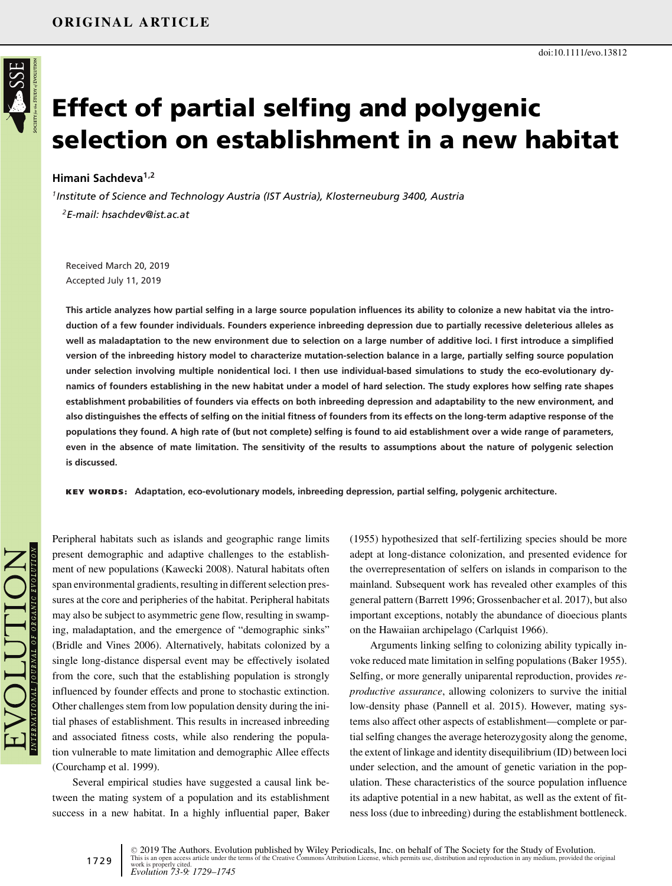ORIGINAL ARTICLE

doi:10.1111/evo.13812

# Effect of partial selfing and polygenic selection on establishment in a new habitat

**Himani Sachdeva**[1,2]

[1]*Institute of Science and Technology Austria (IST Austria), Klosterneuburg 3400, Austria*

[2]*E-mail: hsachdev@ist.ac.at*

Received March 20, 2019
Accepted July 11, 2019

**This article analyzes how partial selfing in a large source population influences its ability to colonize a new habitat via the introduction of a few founder individuals. Founders experience inbreeding depression due to partially recessive deleterious alleles as well as maladaptation to the new environment due to selection on a large number of additive loci. I first introduce a simplified version of the inbreeding history model to characterize mutation-selection balance in a large, partially selfing source population under selection involving multiple nonidentical loci. I then use individual-based simulations to study the eco-evolutionary dynamics of founders establishing in the new habitat under a model of hard selection. The study explores how selfing rate shapes establishment probabilities of founders via effects on both inbreeding depression and adaptability to the new environment, and also distinguishes the effects of selfing on the initial fitness of founders from its effects on the long-term adaptive response of the populations they found. A high rate of (but not complete) selfing is found to aid establishment over a wide range of parameters, even in the absence of mate limitation. The sensitivity of the results to assumptions about the nature of polygenic selection is discussed.**

**KEY WORDS:** Adaptation, eco-evolutionary models, inbreeding depression, partial selfing, polygenic architecture.

Peripheral habitats such as islands and geographic range limits present demographic and adaptive challenges to the establishment of new populations (Kawecki 2008). Natural habitats often span environmental gradients, resulting in different selection pressures at the core and peripheries of the habitat. Peripheral habitats may also be subject to asymmetric gene flow, resulting in swamping, maladaptation, and the emergence of "demographic sinks" (Bridle and Vines 2006). Alternatively, habitats colonized by a single long-distance dispersal event may be effectively isolated from the core, such that the establishing population is strongly influenced by founder effects and prone to stochastic extinction. Other challenges stem from low population density during the initial phases of establishment. This results in increased inbreeding and associated fitness costs, while also rendering the population vulnerable to mate limitation and demographic Allee effects (Courchamp et al. 1999).

Several empirical studies have suggested a causal link between the mating system of a population and its establishment success in a new habitat. In a highly influential paper, Baker (1955) hypothesized that self-fertilizing species should be more adept at long-distance colonization, and presented evidence for the overrepresentation of selfers on islands in comparison to the mainland. Subsequent work has revealed other examples of this general pattern (Barrett 1996; Grossenbacher et al. 2017), but also important exceptions, notably the abundance of dioecious plants on the Hawaiian archipelago (Carlquist 1966).

Arguments linking selfing to colonizing ability typically invoke reduced mate limitation in selfing populations (Baker 1955). Selfing, or more generally uniparental reproduction, provides *reproductive assurance*, allowing colonizers to survive the initial low-density phase (Pannell et al. 2015). However, mating systems also affect other aspects of establishment—complete or partial selfing changes the average heterozygosity along the genome, the extent of linkage and identity disequilibrium (ID) between loci under selection, and the amount of genetic variation in the population. These characteristics of the source population influence its adaptive potential in a new habitat, as well as the extent of fitness loss (due to inbreeding) during the establishment bottleneck.

© 2019 The Authors. Evolution published by Wiley Periodicals, Inc. on behalf of The Society for the Study of Evolution.
This is an open access article under the terms of the Creative Commons Attribution License, which permits use, distribution and reproduction in any medium, provided the original work is properly cited.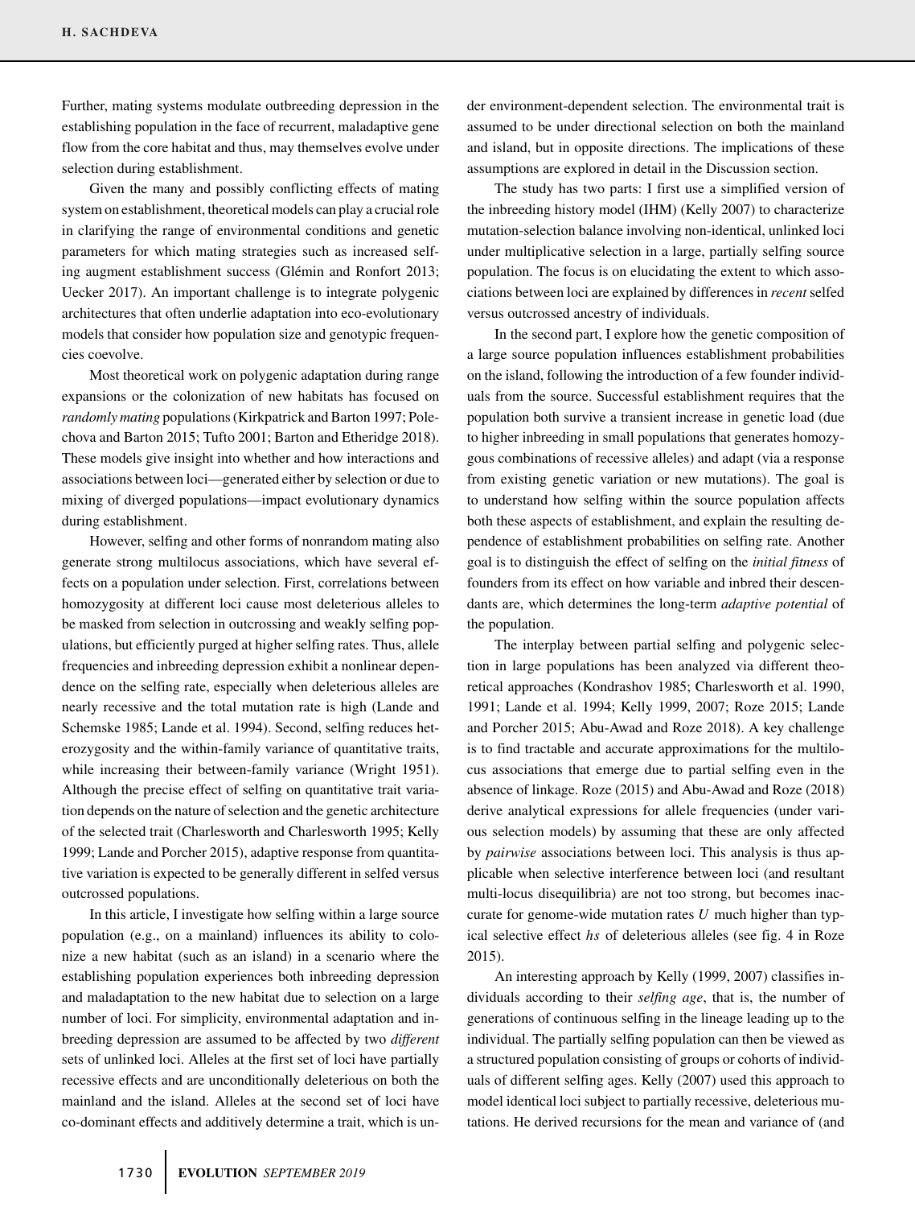Further, mating systems modulate outbreeding depression in the establishing population in the face of recurrent, maladaptive gene flow from the core habitat and thus, may themselves evolve under selection during establishment.

Given the many and possibly conflicting effects of mating system on establishment, theoretical models can play a crucial role in clarifying the range of environmental conditions and genetic parameters for which mating strategies such as increased selfing augment establishment success (Glémin and Ronfort 2013; Uecker 2017). An important challenge is to integrate polygenic architectures that often underlie adaptation into eco-evolutionary models that consider how population size and genotypic frequencies coevolve.

Most theoretical work on polygenic adaptation during range expansions or the colonization of new habitats has focused on *randomly mating* populations (Kirkpatrick and Barton 1997; Polechova and Barton 2015; Tufto 2001; Barton and Etheridge 2018). These models give insight into whether and how interactions and associations between loci—generated either by selection or due to mixing of diverged populations—impact evolutionary dynamics during establishment.

However, selfing and other forms of nonrandom mating also generate strong multilocus associations, which have several effects on a population under selection. First, correlations between homozygosity at different loci cause most deleterious alleles to be masked from selection in outcrossing and weakly selfing populations, but efficiently purged at higher selfing rates. Thus, allele frequencies and inbreeding depression exhibit a nonlinear dependence on the selfing rate, especially when deleterious alleles are nearly recessive and the total mutation rate is high (Lande and Schemske 1985; Lande et al. 1994). Second, selfing reduces heterozygosity and the within-family variance of quantitative traits, while increasing their between-family variance (Wright 1951). Although the precise effect of selfing on quantitative trait variation depends on the nature of selection and the genetic architecture of the selected trait (Charlesworth and Charlesworth 1995; Kelly 1999; Lande and Porcher 2015), adaptive response from quantitative variation is expected to be generally different in selfed versus outcrossed populations.

In this article, I investigate how selfing within a large source population (e.g., on a mainland) influences its ability to colonize a new habitat (such as an island) in a scenario where the establishing population experiences both inbreeding depression and maladaptation to the new habitat due to selection on a large number of loci. For simplicity, environmental adaptation and inbreeding depression are assumed to be affected by two *different* sets of unlinked loci. Alleles at the first set of loci have partially recessive effects and are unconditionally deleterious on both the mainland and the island. Alleles at the second set of loci have co-dominant effects and additively determine a trait, which is under environment-dependent selection. The environmental trait is assumed to be under directional selection on both the mainland and island, but in opposite directions. The implications of these assumptions are explored in detail in the Discussion section.

The study has two parts: I first use a simplified version of the inbreeding history model (IHM) (Kelly 2007) to characterize mutation-selection balance involving non-identical, unlinked loci under multiplicative selection in a large, partially selfing source population. The focus is on elucidating the extent to which associations between loci are explained by differences in *recent* selfed versus outcrossed ancestry of individuals.

In the second part, I explore how the genetic composition of a large source population influences establishment probabilities on the island, following the introduction of a few founder individuals from the source. Successful establishment requires that the population both survive a transient increase in genetic load (due to higher inbreeding in small populations that generates homozygous combinations of recessive alleles) and adapt (via a response from existing genetic variation or new mutations). The goal is to understand how selfing within the source population affects both these aspects of establishment, and explain the resulting dependence of establishment probabilities on selfing rate. Another goal is to distinguish the effect of selfing on the *initial fitness* of founders from its effect on how variable and inbred their descendants are, which determines the long-term *adaptive potential* of the population.

The interplay between partial selfing and polygenic selection in large populations has been analyzed via different theoretical approaches (Kondrashov 1985; Charlesworth et al. 1990, 1991; Lande et al. 1994; Kelly 1999, 2007; Roze 2015; Lande and Porcher 2015; Abu-Awad and Roze 2018). A key challenge is to find tractable and accurate approximations for the multilocus associations that emerge due to partial selfing even in the absence of linkage. Roze (2015) and Abu-Awad and Roze (2018) derive analytical expressions for allele frequencies (under various selection models) by assuming that these are only affected by *pairwise* associations between loci. This analysis is thus applicable when selective interference between loci (and resultant multi-locus disequilibria) are not too strong, but becomes inaccurate for genome-wide mutation rates $U$ much higher than typical selective effect $hs$ of deleterious alleles (see fig. 4 in Roze 2015).

An interesting approach by Kelly (1999, 2007) classifies individuals according to their *selfing age*, that is, the number of generations of continuous selfing in the lineage leading up to the individual. The partially selfing population can then be viewed as a structured population consisting of groups or cohorts of individuals of different selfing ages. Kelly (2007) used this approach to model identical loci subject to partially recessive, deleterious mutations. He derived recursions for the mean and variance of (and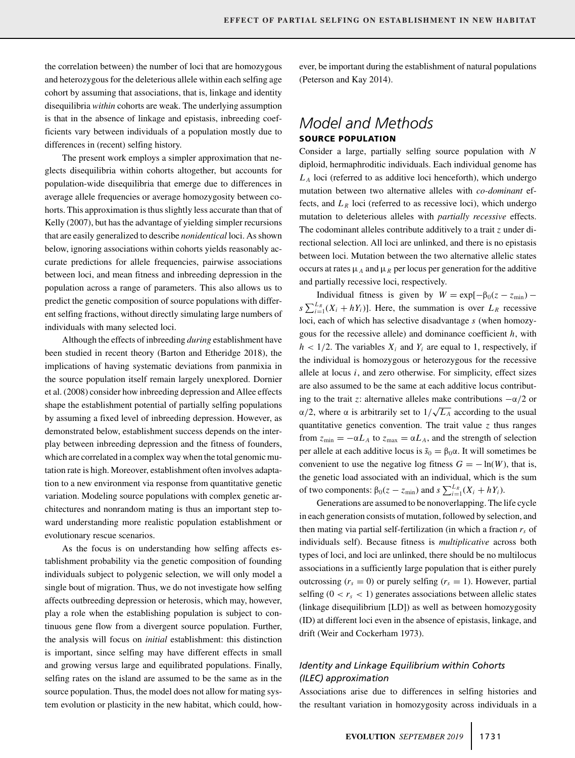the correlation between) the number of loci that are homozygous and heterozygous for the deleterious allele within each selfing age cohort by assuming that associations, that is, linkage and identity disequilibria *within* cohorts are weak. The underlying assumption is that in the absence of linkage and epistasis, inbreeding coefficients vary between individuals of a population mostly due to differences in (recent) selfing history.

The present work employs a simpler approximation that neglects disequilibria within cohorts altogether, but accounts for population-wide disequilibria that emerge due to differences in average allele frequencies or average homozygosity between cohorts. This approximation is thus slightly less accurate than that of Kelly (2007), but has the advantage of yielding simpler recursions that are easily generalized to describe *nonidentical* loci. As shown below, ignoring associations within cohorts yields reasonably accurate predictions for allele frequencies, pairwise associations between loci, and mean fitness and inbreeding depression in the population across a range of parameters. This also allows us to predict the genetic composition of source populations with different selfing fractions, without directly simulating large numbers of individuals with many selected loci.

Although the effects of inbreeding *during* establishment have been studied in recent theory (Barton and Etheridge 2018), the implications of having systematic deviations from panmixia in the source population itself remain largely unexplored. Dornier et al. (2008) consider how inbreeding depression and Allee effects shape the establishment potential of partially selfing populations by assuming a fixed level of inbreeding depression. However, as demonstrated below, establishment success depends on the interplay between inbreeding depression and the fitness of founders, which are correlated in a complex way when the total genomic mutation rate is high. Moreover, establishment often involves adaptation to a new environment via response from quantitative genetic variation. Modeling source populations with complex genetic architectures and nonrandom mating is thus an important step toward understanding more realistic population establishment or evolutionary rescue scenarios.

As the focus is on understanding how selfing affects establishment probability via the genetic composition of founding individuals subject to polygenic selection, we will only model a single bout of migration. Thus, we do not investigate how selfing affects outbreeding depression or heterosis, which may, however, play a role when the establishing population is subject to continuous gene flow from a divergent source population. Further, the analysis will focus on *initial* establishment: this distinction is important, since selfing may have different effects in small and growing versus large and equilibrated populations. Finally, selfing rates on the island are assumed to be the same as in the source population. Thus, the model does not allow for mating system evolution or plasticity in the new habitat, which could, however, be important during the establishment of natural populations (Peterson and Kay 2014).

# Model and Methods

## SOURCE POPULATION

Consider a large, partially selfing source population with $N$ diploid, hermaphroditic individuals. Each individual genome has $L_A$ loci (referred to as additive loci henceforth), which undergo mutation between two alternative alleles with *co-dominant* effects, and $L_R$ loci (referred to as recessive loci), which undergo mutation to deleterious alleles with *partially recessive* effects. The codominant alleles contribute additively to a trait $z$ under directional selection. All loci are unlinked, and there is no epistasis between loci. Mutation between the two alternative allelic states occurs at rates $\mu_A$ and $\mu_R$ per locus per generation for the additive and partially recessive loci, respectively.

Individual fitness is given by $W = \exp[-\beta_0(z - z_{\min}) - s\sum_{i=1}^{L_R}(X_i + hY_i)]$. Here, the summation is over $L_R$ recessive loci, each of which has selective disadvantage $s$ (when homozygous for the recessive allele) and dominance coefficient $h$, with $h < 1/2$. The variables $X_i$ and $Y_i$ are equal to 1, respectively, if the individual is homozygous or heterozygous for the recessive allele at locus $i$, and zero otherwise. For simplicity, effect sizes are also assumed to be the same at each additive locus contributing to the trait $z$: alternative alleles make contributions $-\alpha/2$ or $\alpha/2$, where $\alpha$ is arbitrarily set to $1/\sqrt{L_A}$ according to the usual quantitative genetics convention. The trait value $z$ thus ranges from $z_{\min} = -\alpha L_A$ to $z_{\max} = \alpha L_A$, and the strength of selection per allele at each additive locus is $\tilde{s}_0 = \beta_0\alpha$. It will sometimes be convenient to use the negative log fitness $G = -\ln(W)$, that is, the genetic load associated with an individual, which is the sum of two components: $\beta_0(z - z_{\min})$ and $s\sum_{i=1}^{L_R}(X_i + hY_i)$.

Generations are assumed to be nonoverlapping. The life cycle in each generation consists of mutation, followed by selection, and then mating via partial self-fertilization (in which a fraction $r_s$ of individuals self). Because fitness is *multiplicative* across both types of loci, and loci are unlinked, there should be no multilocus associations in a sufficiently large population that is either purely outcrossing ($r_s = 0$) or purely selfing ($r_s = 1$). However, partial selfing ($0 < r_s < 1$) generates associations between allelic states (linkage disequilibrium [LD]) as well as between homozygosity (ID) at different loci even in the absence of epistasis, linkage, and drift (Weir and Cockerham 1973).

### *Identity and Linkage Equilibrium within Cohorts (ILEC) approximation*

Associations arise due to differences in selfing histories and the resultant variation in homozygosity across individuals in a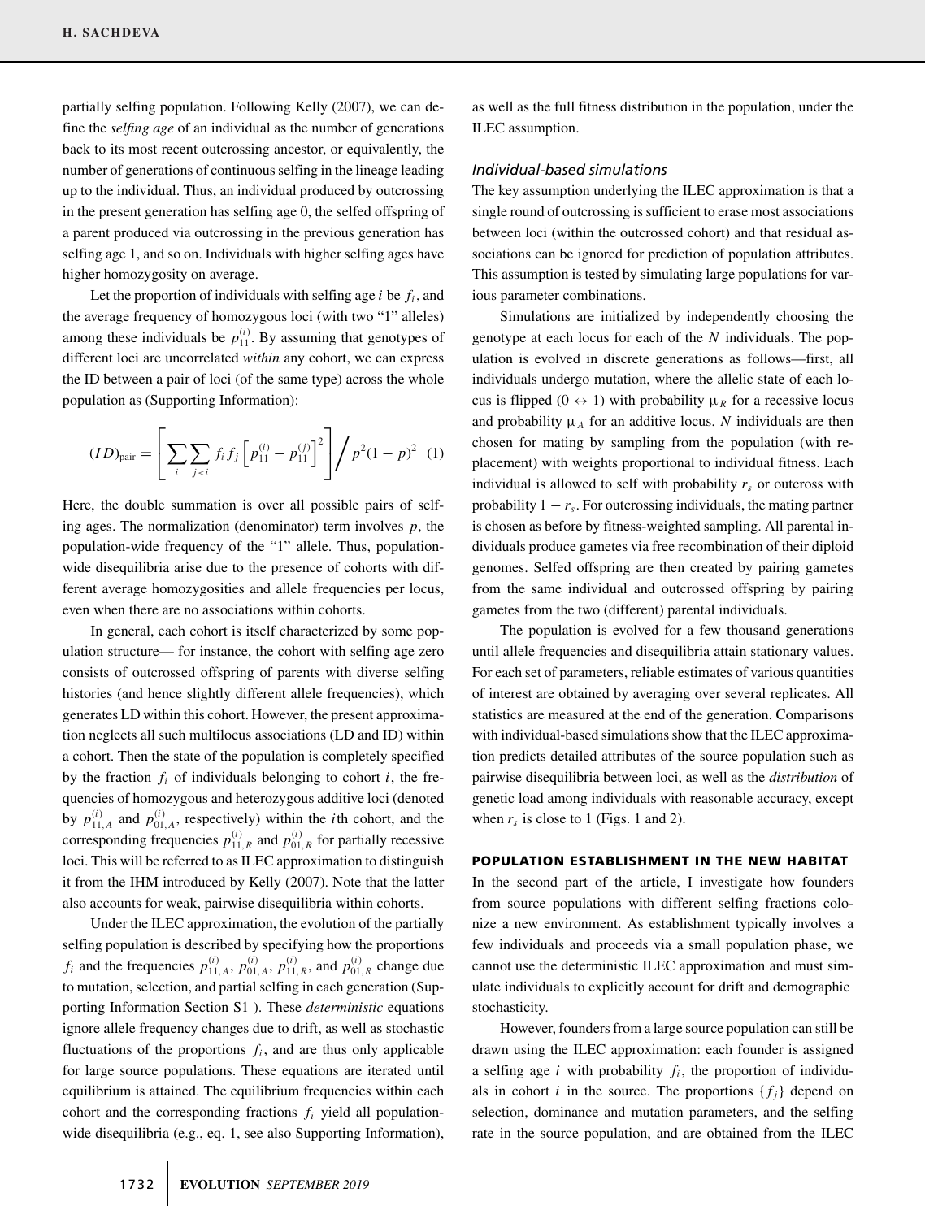partially selfing population. Following Kelly (2007), we can define the *selfing age* of an individual as the number of generations back to its most recent outcrossing ancestor, or equivalently, the number of generations of continuous selfing in the lineage leading up to the individual. Thus, an individual produced by outcrossing in the present generation has selfing age 0, the selfed offspring of a parent produced via outcrossing in the previous generation has selfing age 1, and so on. Individuals with higher selfing ages have higher homozygosity on average.

Let the proportion of individuals with selfing age $i$ be $f_i$, and the average frequency of homozygous loci (with two "1" alleles) among these individuals be $p_{11}^{(i)}$. By assuming that genotypes of different loci are uncorrelated *within* any cohort, we can express the ID between a pair of loci (of the same type) across the whole population as (Supporting Information):

$$(ID)_{\text{pair}} = \left[ \sum_i \sum_{j<i} f_i f_j \left[ p_{11}^{(i)} - p_{11}^{(j)} \right]^2 \right] \Big/ p^2(1-p)^2 \quad (1)$$

Here, the double summation is over all possible pairs of selfing ages. The normalization (denominator) term involves $p$, the population-wide frequency of the "1" allele. Thus, population-wide disequilibria arise due to the presence of cohorts with different average homozygosities and allele frequencies per locus, even when there are no associations within cohorts.

In general, each cohort is itself characterized by some population structure— for instance, the cohort with selfing age zero consists of outcrossed offspring of parents with diverse selfing histories (and hence slightly different allele frequencies), which generates LD within this cohort. However, the present approximation neglects all such multilocus associations (LD and ID) within a cohort. Then the state of the population is completely specified by the fraction $f_i$ of individuals belonging to cohort $i$, the frequencies of homozygous and heterozygous additive loci (denoted by $p_{11,A}^{(i)}$ and $p_{01,A}^{(i)}$, respectively) within the $i$th cohort, and the corresponding frequencies $p_{11,R}^{(i)}$ and $p_{01,R}^{(i)}$ for partially recessive loci. This will be referred to as ILEC approximation to distinguish it from the IHM introduced by Kelly (2007). Note that the latter also accounts for weak, pairwise disequilibria within cohorts.

Under the ILEC approximation, the evolution of the partially selfing population is described by specifying how the proportions $f_i$ and the frequencies $p_{11,A}^{(i)}$, $p_{01,A}^{(i)}$, $p_{11,R}^{(i)}$, and $p_{01,R}^{(i)}$ change due to mutation, selection, and partial selfing in each generation (Supporting Information Section S1 ). These *deterministic* equations ignore allele frequency changes due to drift, as well as stochastic fluctuations of the proportions $f_i$, and are thus only applicable for large source populations. These equations are iterated until equilibrium is attained. The equilibrium frequencies within each cohort and the corresponding fractions $f_i$ yield all population-wide disequilibria (e.g., eq. 1, see also Supporting Information), as well as the full fitness distribution in the population, under the ILEC assumption.

### *Individual-based simulations*

The key assumption underlying the ILEC approximation is that a single round of outcrossing is sufficient to erase most associations between loci (within the outcrossed cohort) and that residual associations can be ignored for prediction of population attributes. This assumption is tested by simulating large populations for various parameter combinations.

Simulations are initialized by independently choosing the genotype at each locus for each of the $N$ individuals. The population is evolved in discrete generations as follows—first, all individuals undergo mutation, where the allelic state of each locus is flipped ($0 \leftrightarrow 1$) with probability $\mu_R$ for a recessive locus and probability $\mu_A$ for an additive locus. $N$ individuals are then chosen for mating by sampling from the population (with replacement) with weights proportional to individual fitness. Each individual is allowed to self with probability $r_s$ or outcross with probability $1 - r_s$. For outcrossing individuals, the mating partner is chosen as before by fitness-weighted sampling. All parental individuals produce gametes via free recombination of their diploid genomes. Selfed offspring are then created by pairing gametes from the same individual and outcrossed offspring by pairing gametes from the two (different) parental individuals.

The population is evolved for a few thousand generations until allele frequencies and disequilibria attain stationary values. For each set of parameters, reliable estimates of various quantities of interest are obtained by averaging over several replicates. All statistics are measured at the end of the generation. Comparisons with individual-based simulations show that the ILEC approximation predicts detailed attributes of the source population such as pairwise disequilibria between loci, as well as the *distribution* of genetic load among individuals with reasonable accuracy, except when $r_s$ is close to 1 (Figs. 1 and 2).

## POPULATION ESTABLISHMENT IN THE NEW HABITAT

In the second part of the article, I investigate how founders from source populations with different selfing fractions colonize a new environment. As establishment typically involves a few individuals and proceeds via a small population phase, we cannot use the deterministic ILEC approximation and must simulate individuals to explicitly account for drift and demographic stochasticity.

However, founders from a large source population can still be drawn using the ILEC approximation: each founder is assigned a selfing age $i$ with probability $f_i$, the proportion of individuals in cohort $i$ in the source. The proportions $\{f_j\}$ depend on selection, dominance and mutation parameters, and the selfing rate in the source population, and are obtained from the ILEC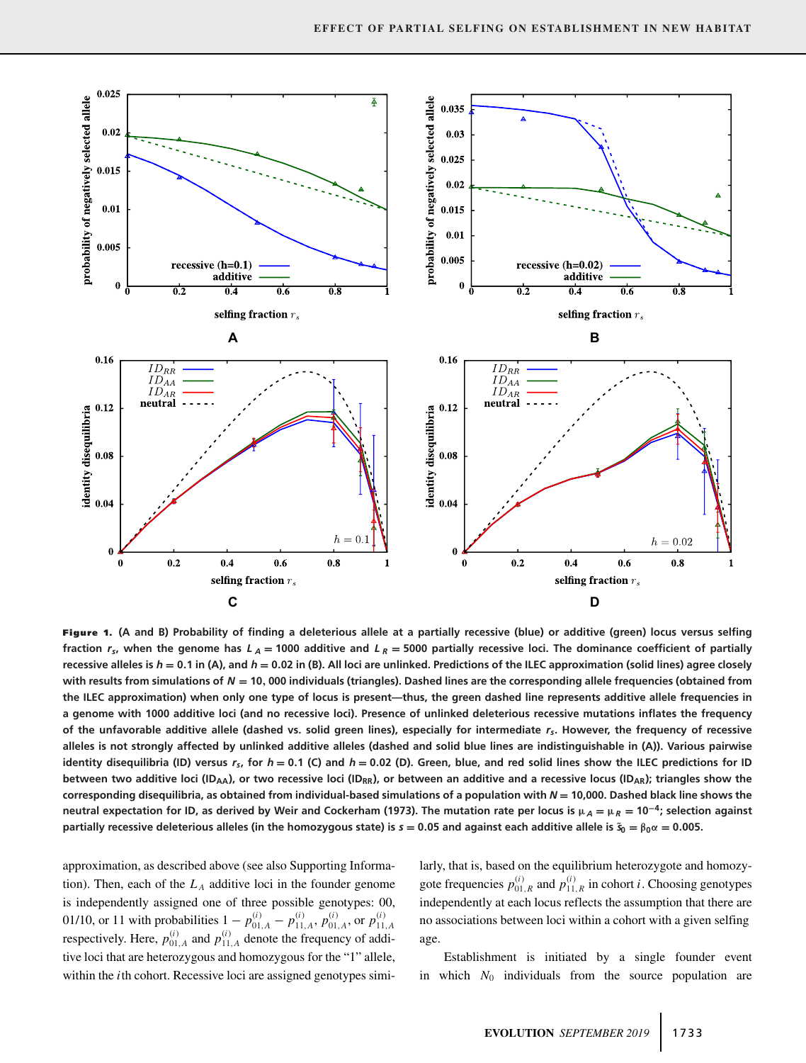**Figure 1.** (A and B) Probability of finding a deleterious allele at a partially recessive (blue) or additive (green) locus versus selfing fraction $r_s$, when the genome has $L_A = 1000$ additive and $L_R = 5000$ partially recessive loci. The dominance coefficient of partially recessive alleles is $h = 0.1$ in (A), and $h = 0.02$ in (B). All loci are unlinked. Predictions of the ILEC approximation (solid lines) agree closely with results from simulations of $N = 10,000$ individuals (triangles). Dashed lines are the corresponding allele frequencies (obtained from the ILEC approximation) when only one type of locus is present—thus, the green dashed line represents additive allele frequencies in a genome with 1000 additive loci (and no recessive loci). Presence of unlinked deleterious recessive mutations inflates the frequency of the unfavorable additive allele (dashed vs. solid green lines), especially for intermediate $r_s$. However, the frequency of recessive alleles is not strongly affected by unlinked additive alleles (dashed and solid blue lines are indistinguishable in (A)). Various pairwise identity disequilibria (ID) versus $r_s$, for $h = 0.1$ (C) and $h = 0.02$ (D). Green, blue, and red solid lines show the ILEC predictions for ID between two additive loci ($ID_{AA}$), or two recessive loci ($ID_{RR}$), or between an additive and a recessive locus ($ID_{AR}$); triangles show the corresponding disequilibria, as obtained from individual-based simulations of a population with $N = 10,000$. Dashed black line shows the neutral expectation for ID, as derived by Weir and Cockerham (1973). The mutation rate per locus is $\mu_A = \mu_R = 10^{-4}$; selection against partially recessive deleterious alleles (in the homozygous state) is $s = 0.05$ and against each additive allele is $\bar{s}_0 = \beta_0\alpha = 0.005$.

approximation, as described above (see also Supporting Information). Then, each of the $L_A$ additive loci in the founder genome is independently assigned one of three possible genotypes: 00, 01/10, or 11 with probabilities $1 - p^{(i)}_{01,A} - p^{(i)}_{11,A}$, $p^{(i)}_{01,A}$, or $p^{(i)}_{11,A}$ respectively. Here, $p^{(i)}_{01,A}$ and $p^{(i)}_{11,A}$ denote the frequency of additive loci that are heterozygous and homozygous for the "1" allele, within the $i$th cohort. Recessive loci are assigned genotypes similarly, that is, based on the equilibrium heterozygote and homozygote frequencies $p^{(i)}_{01,R}$ and $p^{(i)}_{11,R}$ in cohort $i$. Choosing genotypes independently at each locus reflects the assumption that there are no associations between loci within a cohort with a given selfing age.

Establishment is initiated by a single founder event in which $N_0$ individuals from the source population are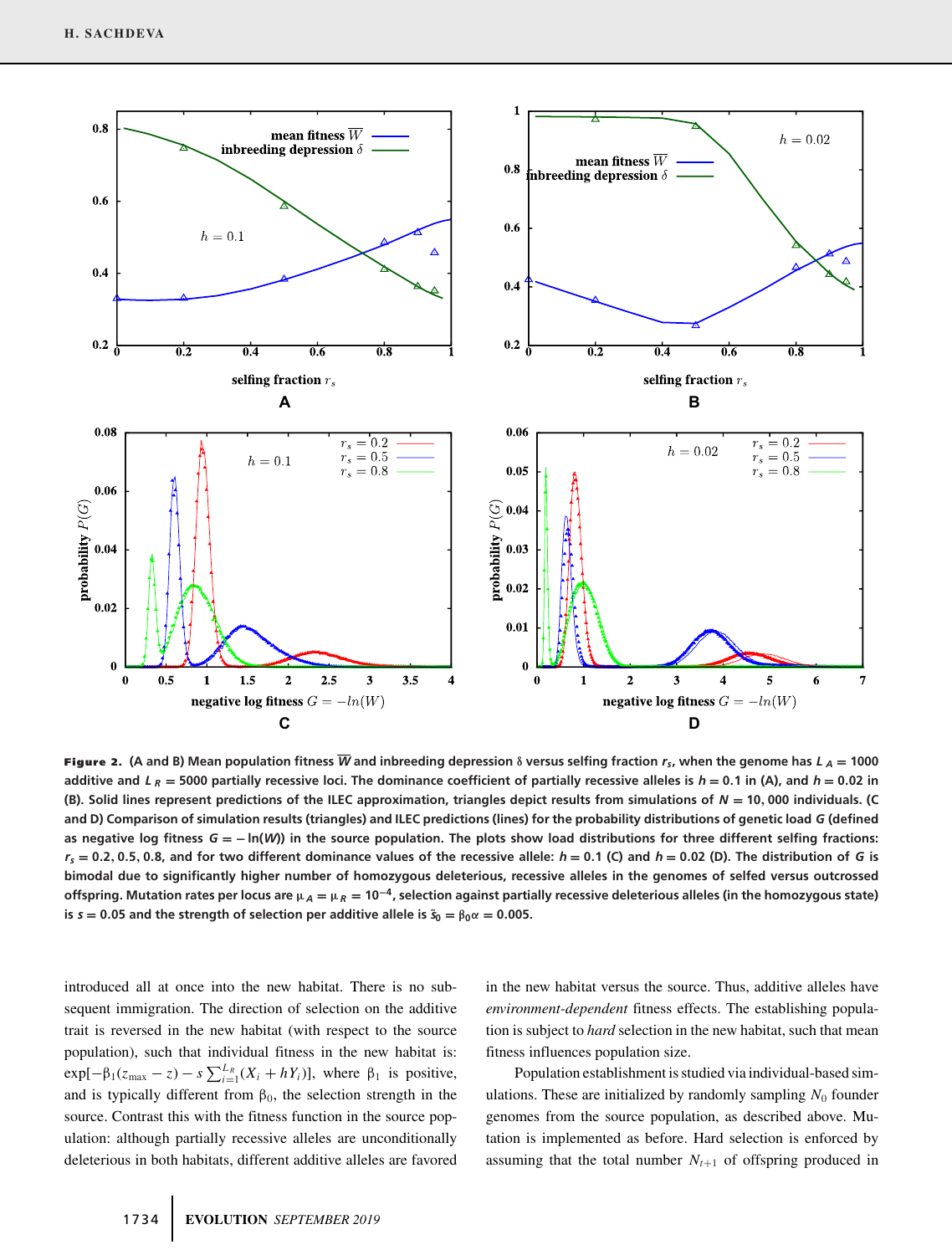**Figure 2.** (A and B) Mean population fitness $\overline{W}$ and inbreeding depression $\delta$ versus selfing fraction $r_s$, when the genome has $L_A = 1000$ additive and $L_R = 5000$ partially recessive loci. The dominance coefficient of partially recessive alleles is $h = 0.1$ in (A), and $h = 0.02$ in (B). Solid lines represent predictions of the ILEC approximation, triangles depict results from simulations of $N = 10,000$ individuals. (C and D) Comparison of simulation results (triangles) and ILEC predictions (lines) for the probability distributions of genetic load $G$ (defined as negative log fitness $G = -\ln(W)$) in the source population. The plots show load distributions for three different selfing fractions: $r_s = 0.2, 0.5, 0.8$, and for two different dominance values of the recessive allele: $h = 0.1$ (C) and $h = 0.02$ (D). The distribution of $G$ is bimodal due to significantly higher number of homozygous deleterious, recessive alleles in the genomes of selfed versus outcrossed offspring. Mutation rates per locus are $\mu_A = \mu_R = 10^{-4}$, selection against partially recessive deleterious alleles (in the homozygous state) is $s = 0.05$ and the strength of selection per additive allele is $\bar{s}_0 = \beta_0\alpha = 0.005$.

introduced all at once into the new habitat. There is no subsequent immigration. The direction of selection on the additive trait is reversed in the new habitat (with respect to the source population), such that individual fitness in the new habitat is: $\exp[-\beta_1(z_{\max} - z) - s\sum_{i=1}^{L_R}(X_i + hY_i)]$, where $\beta_1$ is positive, and is typically different from $\beta_0$, the selection strength in the source. Contrast this with the fitness function in the source population: although partially recessive alleles are unconditionally deleterious in both habitats, different additive alleles are favored in the new habitat versus the source. Thus, additive alleles have *environment-dependent* fitness effects. The establishing population is subject to *hard* selection in the new habitat, such that mean fitness influences population size.

Population establishment is studied via individual-based simulations. These are initialized by randomly sampling $N_0$ founder genomes from the source population, as described above. Mutation is implemented as before. Hard selection is enforced by assuming that the total number $N_{t+1}$ of offspring produced in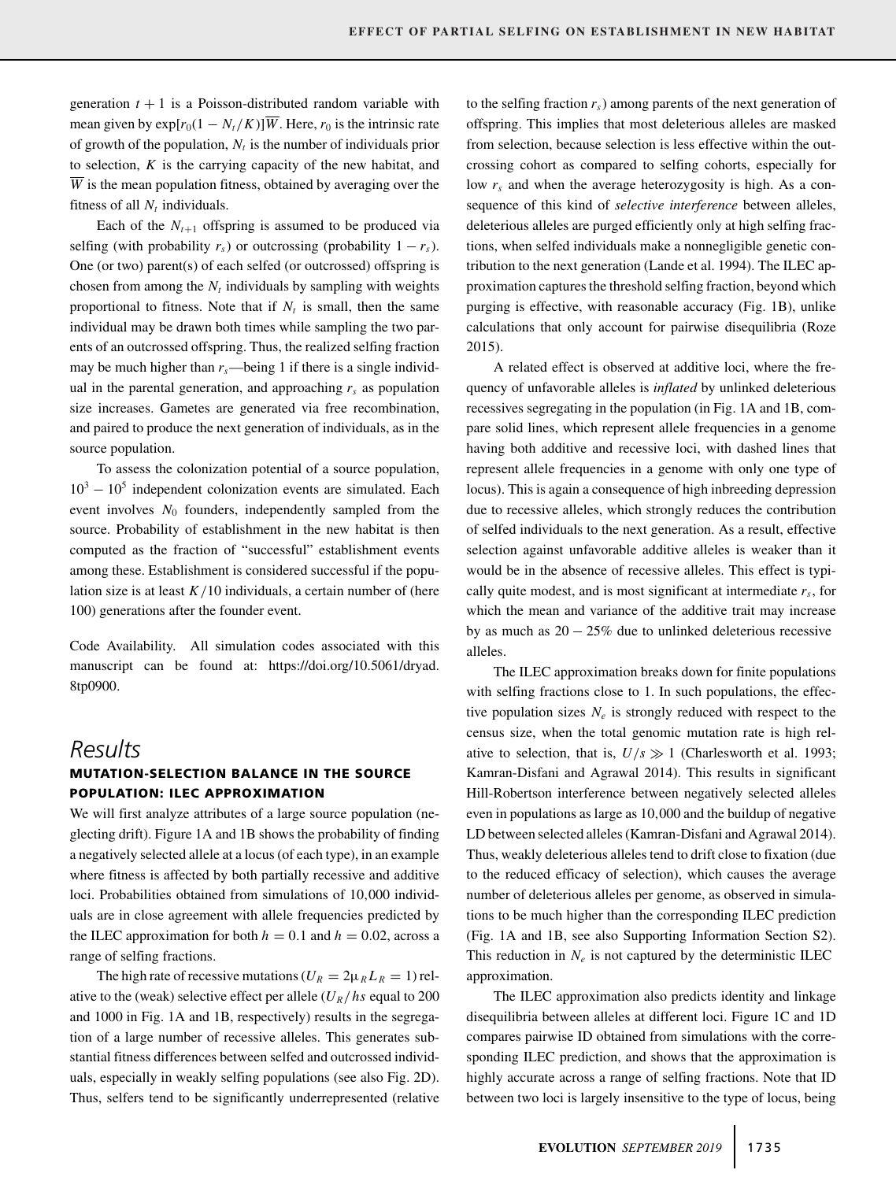generation $t + 1$ is a Poisson-distributed random variable with mean given by $\exp[r_0(1 - N_t/K)]\overline{W}$. Here, $r_0$ is the intrinsic rate of growth of the population, $N_t$ is the number of individuals prior to selection, $K$ is the carrying capacity of the new habitat, and $\overline{W}$ is the mean population fitness, obtained by averaging over the fitness of all $N_t$ individuals.

Each of the $N_{t+1}$ offspring is assumed to be produced via selfing (with probability $r_s$) or outcrossing (probability $1 - r_s$). One (or two) parent(s) of each selfed (or outcrossed) offspring is chosen from among the $N_t$ individuals by sampling with weights proportional to fitness. Note that if $N_t$ is small, then the same individual may be drawn both times while sampling the two parents of an outcrossed offspring. Thus, the realized selfing fraction may be much higher than $r_s$—being 1 if there is a single individual in the parental generation, and approaching $r_s$ as population size increases. Gametes are generated via free recombination, and paired to produce the next generation of individuals, as in the source population.

To assess the colonization potential of a source population, $10^3 - 10^5$ independent colonization events are simulated. Each event involves $N_0$ founders, independently sampled from the source. Probability of establishment in the new habitat is then computed as the fraction of "successful" establishment events among these. Establishment is considered successful if the population size is at least $K/10$ individuals, a certain number of (here 100) generations after the founder event.

Code Availability. All simulation codes associated with this manuscript can be found at: https://doi.org/10.5061/dryad.8tp0900.

# Results

## MUTATION-SELECTION BALANCE IN THE SOURCE POPULATION: ILEC APPROXIMATION

We will first analyze attributes of a large source population (neglecting drift). Figure 1A and 1B shows the probability of finding a negatively selected allele at a locus (of each type), in an example where fitness is affected by both partially recessive and additive loci. Probabilities obtained from simulations of 10,000 individuals are in close agreement with allele frequencies predicted by the ILEC approximation for both $h = 0.1$ and $h = 0.02$, across a range of selfing fractions.

The high rate of recessive mutations ($U_R = 2\mu_R L_R = 1$) relative to the (weak) selective effect per allele ($U_R/hs$ equal to 200 and 1000 in Fig. 1A and 1B, respectively) results in the segregation of a large number of recessive alleles. This generates substantial fitness differences between selfed and outcrossed individuals, especially in weakly selfing populations (see also Fig. 2D). Thus, selfers tend to be significantly underrepresented (relative to the selfing fraction $r_s$) among parents of the next generation of offspring. This implies that most deleterious alleles are masked from selection, because selection is less effective within the outcrossing cohort as compared to selfing cohorts, especially for low $r_s$ and when the average heterozygosity is high. As a consequence of this kind of *selective interference* between alleles, deleterious alleles are purged efficiently only at high selfing fractions, when selfed individuals make a nonnegligible genetic contribution to the next generation (Lande et al. 1994). The ILEC approximation captures the threshold selfing fraction, beyond which purging is effective, with reasonable accuracy (Fig. 1B), unlike calculations that only account for pairwise disequilibria (Roze 2015).

A related effect is observed at additive loci, where the frequency of unfavorable alleles is *inflated* by unlinked deleterious recessives segregating in the population (in Fig. 1A and 1B, compare solid lines, which represent allele frequencies in a genome having both additive and recessive loci, with dashed lines that represent allele frequencies in a genome with only one type of locus). This is again a consequence of high inbreeding depression due to recessive alleles, which strongly reduces the contribution of selfed individuals to the next generation. As a result, effective selection against unfavorable additive alleles is weaker than it would be in the absence of recessive alleles. This effect is typically quite modest, and is most significant at intermediate $r_s$, for which the mean and variance of the additive trait may increase by as much as $20 - 25\%$ due to unlinked deleterious recessive alleles.

The ILEC approximation breaks down for finite populations with selfing fractions close to 1. In such populations, the effective population sizes $N_e$ is strongly reduced with respect to the census size, when the total genomic mutation rate is high relative to selection, that is, $U/s \gg 1$ (Charlesworth et al. 1993; Kamran-Disfani and Agrawal 2014). This results in significant Hill-Robertson interference between negatively selected alleles even in populations as large as 10,000 and the buildup of negative LD between selected alleles (Kamran-Disfani and Agrawal 2014). Thus, weakly deleterious alleles tend to drift close to fixation (due to the reduced efficacy of selection), which causes the average number of deleterious alleles per genome, as observed in simulations to be much higher than the corresponding ILEC prediction (Fig. 1A and 1B, see also Supporting Information Section S2). This reduction in $N_e$ is not captured by the deterministic ILEC approximation.

The ILEC approximation also predicts identity and linkage disequilibria between alleles at different loci. Figure 1C and 1D compares pairwise ID obtained from simulations with the corresponding ILEC prediction, and shows that the approximation is highly accurate across a range of selfing fractions. Note that ID between two loci is largely insensitive to the type of locus, being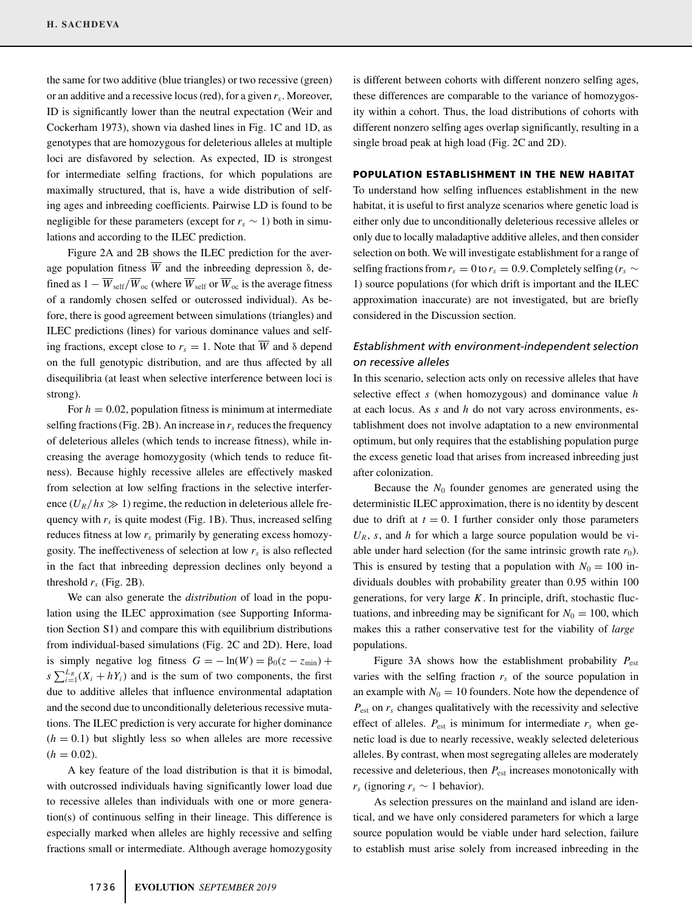the same for two additive (blue triangles) or two recessive (green) or an additive and a recessive locus (red), for a given $r_s$. Moreover, ID is significantly lower than the neutral expectation (Weir and Cockerham 1973), shown via dashed lines in Fig. 1C and 1D, as genotypes that are homozygous for deleterious alleles at multiple loci are disfavored by selection. As expected, ID is strongest for intermediate selfing fractions, for which populations are maximally structured, that is, have a wide distribution of selfing ages and inbreeding coefficients. Pairwise LD is found to be negligible for these parameters (except for $r_s \sim 1$) both in simulations and according to the ILEC prediction.

Figure 2A and 2B shows the ILEC prediction for the average population fitness $\overline{W}$ and the inbreeding depression $\delta$, defined as $1 - \overline{W}_{\text{self}}/\overline{W}_{\text{oc}}$ (where $\overline{W}_{\text{self}}$ or $\overline{W}_{\text{oc}}$ is the average fitness of a randomly chosen selfed or outcrossed individual). As before, there is good agreement between simulations (triangles) and ILEC predictions (lines) for various dominance values and selfing fractions, except close to $r_s = 1$. Note that $\overline{W}$ and $\delta$ depend on the full genotypic distribution, and are thus affected by all disequilibria (at least when selective interference between loci is strong).

For $h = 0.02$, population fitness is minimum at intermediate selfing fractions (Fig. 2B). An increase in $r_s$ reduces the frequency of deleterious alleles (which tends to increase fitness), while increasing the average homozygosity (which tends to reduce fitness). Because highly recessive alleles are effectively masked from selection at low selfing fractions in the selective interference ($U_R/hs \gg 1$) regime, the reduction in deleterious allele frequency with $r_s$ is quite modest (Fig. 1B). Thus, increased selfing reduces fitness at low $r_s$ primarily by generating excess homozygosity. The ineffectiveness of selection at low $r_s$ is also reflected in the fact that inbreeding depression declines only beyond a threshold $r_s$ (Fig. 2B).

We can also generate the *distribution* of load in the population using the ILEC approximation (see Supporting Information Section S1) and compare this with equilibrium distributions from individual-based simulations (Fig. 2C and 2D). Here, load is simply negative log fitness $G = -\ln(W) = \beta_0(z - z_{\min}) + s\sum_{i=1}^{L_R}(X_i + hY_i)$ and is the sum of two components, the first due to additive alleles that influence environmental adaptation and the second due to unconditionally deleterious recessive mutations. The ILEC prediction is very accurate for higher dominance ($h = 0.1$) but slightly less so when alleles are more recessive ($h = 0.02$).

A key feature of the load distribution is that it is bimodal, with outcrossed individuals having significantly lower load due to recessive alleles than individuals with one or more generation(s) of continuous selfing in their lineage. This difference is especially marked when alleles are highly recessive and selfing fractions small or intermediate. Although average homozygosity is different between cohorts with different nonzero selfing ages, these differences are comparable to the variance of homozygosity within a cohort. Thus, the load distributions of cohorts with different nonzero selfing ages overlap significantly, resulting in a single broad peak at high load (Fig. 2C and 2D).

## POPULATION ESTABLISHMENT IN THE NEW HABITAT

To understand how selfing influences establishment in the new habitat, it is useful to first analyze scenarios where genetic load is either only due to unconditionally deleterious recessive alleles or only due to locally maladaptive additive alleles, and then consider selection on both. We will investigate establishment for a range of selfing fractions from $r_s = 0$ to $r_s = 0.9$. Completely selfing ($r_s \sim 1$) source populations (for which drift is important and the ILEC approximation inaccurate) are not investigated, but are briefly considered in the Discussion section.

### *Establishment with environment-independent selection on recessive alleles*

In this scenario, selection acts only on recessive alleles that have selective effect $s$ (when homozygous) and dominance value $h$ at each locus. As $s$ and $h$ do not vary across environments, establishment does not involve adaptation to a new environmental optimum, but only requires that the establishing population purge the excess genetic load that arises from increased inbreeding just after colonization.

Because the $N_0$ founder genomes are generated using the deterministic ILEC approximation, there is no identity by descent due to drift at $t = 0$. I further consider only those parameters $U_R$, $s$, and $h$ for which a large source population would be viable under hard selection (for the same intrinsic growth rate $r_0$). This is ensured by testing that a population with $N_0 = 100$ individuals doubles with probability greater than 0.95 within 100 generations, for very large $K$. In principle, drift, stochastic fluctuations, and inbreeding may be significant for $N_0 = 100$, which makes this a rather conservative test for the viability of *large* populations.

Figure 3A shows how the establishment probability $P_{\text{est}}$ varies with the selfing fraction $r_s$ of the source population in an example with $N_0 = 10$ founders. Note how the dependence of $P_{\text{est}}$ on $r_s$ changes qualitatively with the recessivity and selective effect of alleles. $P_{\text{est}}$ is minimum for intermediate $r_s$ when genetic load is due to nearly recessive, weakly selected deleterious alleles. By contrast, when most segregating alleles are moderately recessive and deleterious, then $P_{\text{est}}$ increases monotonically with $r_s$ (ignoring $r_s \sim 1$ behavior).

As selection pressures on the mainland and island are identical, and we have only considered parameters for which a large source population would be viable under hard selection, failure to establish must arise solely from increased inbreeding in the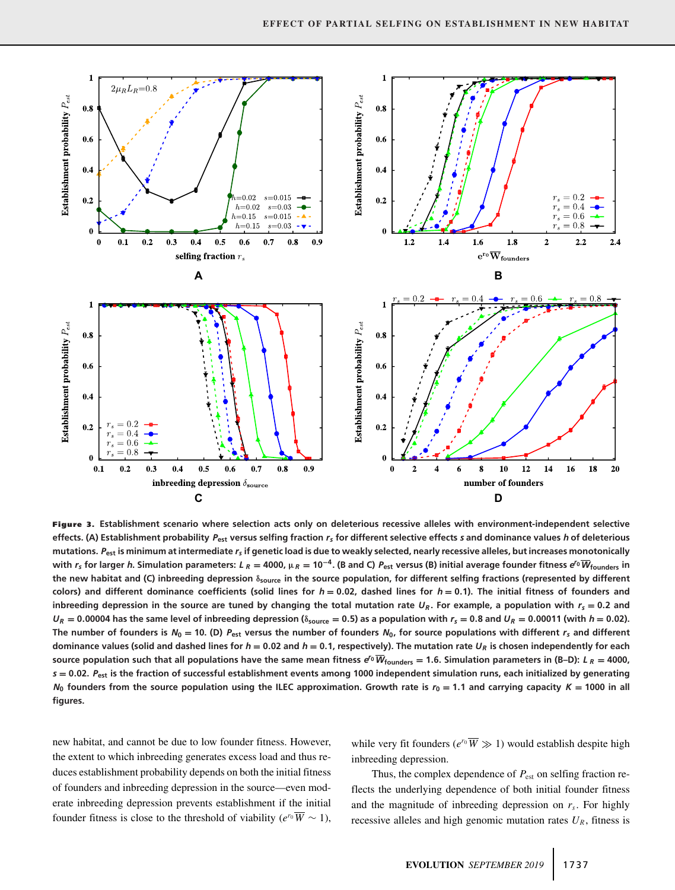**Figure 3.** Establishment scenario where selection acts only on deleterious recessive alleles with environment-independent selective effects. (A) Establishment probability $P_{est}$ versus selfing fraction $r_s$ for different selective effects $s$ and dominance values $h$ of deleterious mutations. $P_{est}$ is minimum at intermediate $r_s$ if genetic load is due to weakly selected, nearly recessive alleles, but increases monotonically with $r_s$ for larger $h$. Simulation parameters: $L_R = 4000$, $\mu_R = 10^{-4}$. (B and C) $P_{est}$ versus (B) initial average founder fitness $e^{r_0}\overline{W}_{\text{founders}}$ in the new habitat and (C) inbreeding depression $\delta_{\text{source}}$ in the source population, for different selfing fractions (represented by different colors) and different dominance coefficients (solid lines for $h = 0.02$, dashed lines for $h = 0.1$). The initial fitness of founders and inbreeding depression in the source are tuned by changing the total mutation rate $U_R$. For example, a population with $r_s = 0.2$ and $U_R = 0.00004$ has the same level of inbreeding depression ($\delta_{\text{source}} = 0.5$) as a population with $r_s = 0.8$ and $U_R = 0.00011$ (with $h = 0.02$). The number of founders is $N_0 = 10$. (D) $P_{est}$ versus the number of founders $N_0$, for source populations with different $r_s$ and different dominance values (solid and dashed lines for $h = 0.02$ and $h = 0.1$, respectively). The mutation rate $U_R$ is chosen independently for each source population such that all populations have the same mean fitness $e^{r_0}\overline{W}_{\text{founders}} = 1.6$. Simulation parameters in (B–D): $L_R = 4000$, $s = 0.02$. $P_{est}$ is the fraction of successful establishment events among 1000 independent simulation runs, each initialized by generating $N_0$ founders from the source population using the ILEC approximation. Growth rate is $r_0 = 1.1$ and carrying capacity $K = 1000$ in all figures.

new habitat, and cannot be due to low founder fitness. However, the extent to which inbreeding generates excess load and thus reduces establishment probability depends on both the initial fitness of founders and inbreeding depression in the source—even moderate inbreeding depression prevents establishment if the initial founder fitness is close to the threshold of viability ($e^{r_0}\overline{W} \sim 1$), while very fit founders ($e^{r_0}\overline{W} \gg 1$) would establish despite high inbreeding depression.

Thus, the complex dependence of $P_{est}$ on selfing fraction reflects the underlying dependence of both initial founder fitness and the magnitude of inbreeding depression on $r_s$. For highly recessive alleles and high genomic mutation rates $U_R$, fitness is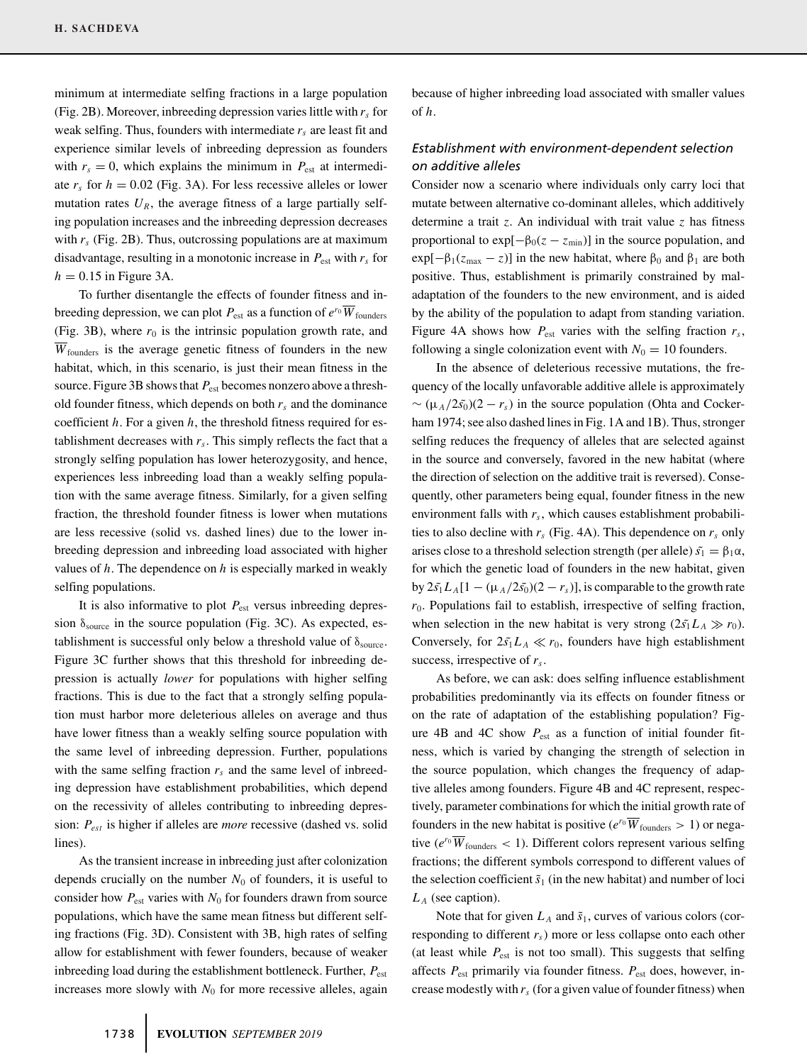minimum at intermediate selfing fractions in a large population (Fig. 2B). Moreover, inbreeding depression varies little with $r_s$ for weak selfing. Thus, founders with intermediate $r_s$ are least fit and experience similar levels of inbreeding depression as founders with $r_s = 0$, which explains the minimum in $P_{\text{est}}$ at intermediate $r_s$ for $h = 0.02$ (Fig. 3A). For less recessive alleles or lower mutation rates $U_R$, the average fitness of a large partially selfing population increases and the inbreeding depression decreases with $r_s$ (Fig. 2B). Thus, outcrossing populations are at maximum disadvantage, resulting in a monotonic increase in $P_{\text{est}}$ with $r_s$ for $h = 0.15$ in Figure 3A.

To further disentangle the effects of founder fitness and inbreeding depression, we can plot $P_{\text{est}}$ as a function of $e^{r_0}\overline{W}_{\text{founders}}$ (Fig. 3B), where $r_0$ is the intrinsic population growth rate, and $\overline{W}_{\text{founders}}$ is the average genetic fitness of founders in the new habitat, which, in this scenario, is just their mean fitness in the source. Figure 3B shows that $P_{\text{est}}$ becomes nonzero above a threshold founder fitness, which depends on both $r_s$ and the dominance coefficient $h$. For a given $h$, the threshold fitness required for establishment decreases with $r_s$. This simply reflects the fact that a strongly selfing population has lower heterozygosity, and hence, experiences less inbreeding load than a weakly selfing population with the same average fitness. Similarly, for a given selfing fraction, the threshold founder fitness is lower when mutations are less recessive (solid vs. dashed lines) due to the lower inbreeding depression and inbreeding load associated with higher values of $h$. The dependence on $h$ is especially marked in weakly selfing populations.

It is also informative to plot $P_{\text{est}}$ versus inbreeding depression $\delta_{\text{source}}$ in the source population (Fig. 3C). As expected, establishment is successful only below a threshold value of $\delta_{\text{source}}$. Figure 3C further shows that this threshold for inbreeding depression is actually *lower* for populations with higher selfing fractions. This is due to the fact that a strongly selfing population must harbor more deleterious alleles on average and thus have lower fitness than a weakly selfing source population with the same level of inbreeding depression. Further, populations with the same selfing fraction $r_s$ and the same level of inbreeding depression have establishment probabilities, which depend on the recessivity of alleles contributing to inbreeding depression: $P_{est}$ is higher if alleles are *more* recessive (dashed vs. solid lines).

As the transient increase in inbreeding just after colonization depends crucially on the number $N_0$ of founders, it is useful to consider how $P_{\text{est}}$ varies with $N_0$ for founders drawn from source populations, which have the same mean fitness but different selfing fractions (Fig. 3D). Consistent with 3B, high rates of selfing allow for establishment with fewer founders, because of weaker inbreeding load during the establishment bottleneck. Further, $P_{\text{est}}$ increases more slowly with $N_0$ for more recessive alleles, again because of higher inbreeding load associated with smaller values of $h$.

### *Establishment with environment-dependent selection on additive alleles*

Consider now a scenario where individuals only carry loci that mutate between alternative co-dominant alleles, which additively determine a trait $z$. An individual with trait value $z$ has fitness proportional to $\exp[-\beta_0(z - z_{\min})]$ in the source population, and $\exp[-\beta_1(z_{\max} - z)]$ in the new habitat, where $\beta_0$ and $\beta_1$ are both positive. Thus, establishment is primarily constrained by maladaptation of the founders to the new environment, and is aided by the ability of the population to adapt from standing variation. Figure 4A shows how $P_{\text{est}}$ varies with the selfing fraction $r_s$, following a single colonization event with $N_0 = 10$ founders.

In the absence of deleterious recessive mutations, the frequency of the locally unfavorable additive allele is approximately $\sim (\mu_A/2\tilde{s}_0)(2 - r_s)$ in the source population (Ohta and Cockerham 1974; see also dashed lines in Fig. 1A and 1B). Thus, stronger selfing reduces the frequency of alleles that are selected against in the source and conversely, favored in the new habitat (where the direction of selection on the additive trait is reversed). Consequently, other parameters being equal, founder fitness in the new environment falls with $r_s$, which causes establishment probabilities to also decline with $r_s$ (Fig. 4A). This dependence on $r_s$ only arises close to a threshold selection strength (per allele) $\tilde{s}_1 = \beta_1\alpha$, for which the genetic load of founders in the new habitat, given by $2\tilde{s}_1 L_A[1 - (\mu_A/2\tilde{s}_0)(2 - r_s)]$, is comparable to the growth rate $r_0$. Populations fail to establish, irrespective of selfing fraction, when selection in the new habitat is very strong ($2\tilde{s}_1 L_A \gg r_0$). Conversely, for $2\tilde{s}_1 L_A \ll r_0$, founders have high establishment success, irrespective of $r_s$.

As before, we can ask: does selfing influence establishment probabilities predominantly via its effects on founder fitness or on the rate of adaptation of the establishing population? Figure 4B and 4C show $P_{\text{est}}$ as a function of initial founder fitness, which is varied by changing the strength of selection in the source population, which changes the frequency of adaptive alleles among founders. Figure 4B and 4C represent, respectively, parameter combinations for which the initial growth rate of founders in the new habitat is positive ($e^{r_0}\overline{W}_{\text{founders}} > 1$) or negative ($e^{r_0}\overline{W}_{\text{founders}} < 1$). Different colors represent various selfing fractions; the different symbols correspond to different values of the selection coefficient $\tilde{s}_1$ (in the new habitat) and number of loci $L_A$ (see caption).

Note that for given $L_A$ and $\tilde{s}_1$, curves of various colors (corresponding to different $r_s$) more or less collapse onto each other (at least while $P_{\text{est}}$ is not too small). This suggests that selfing affects $P_{\text{est}}$ primarily via founder fitness. $P_{\text{est}}$ does, however, increase modestly with $r_s$ (for a given value of founder fitness) when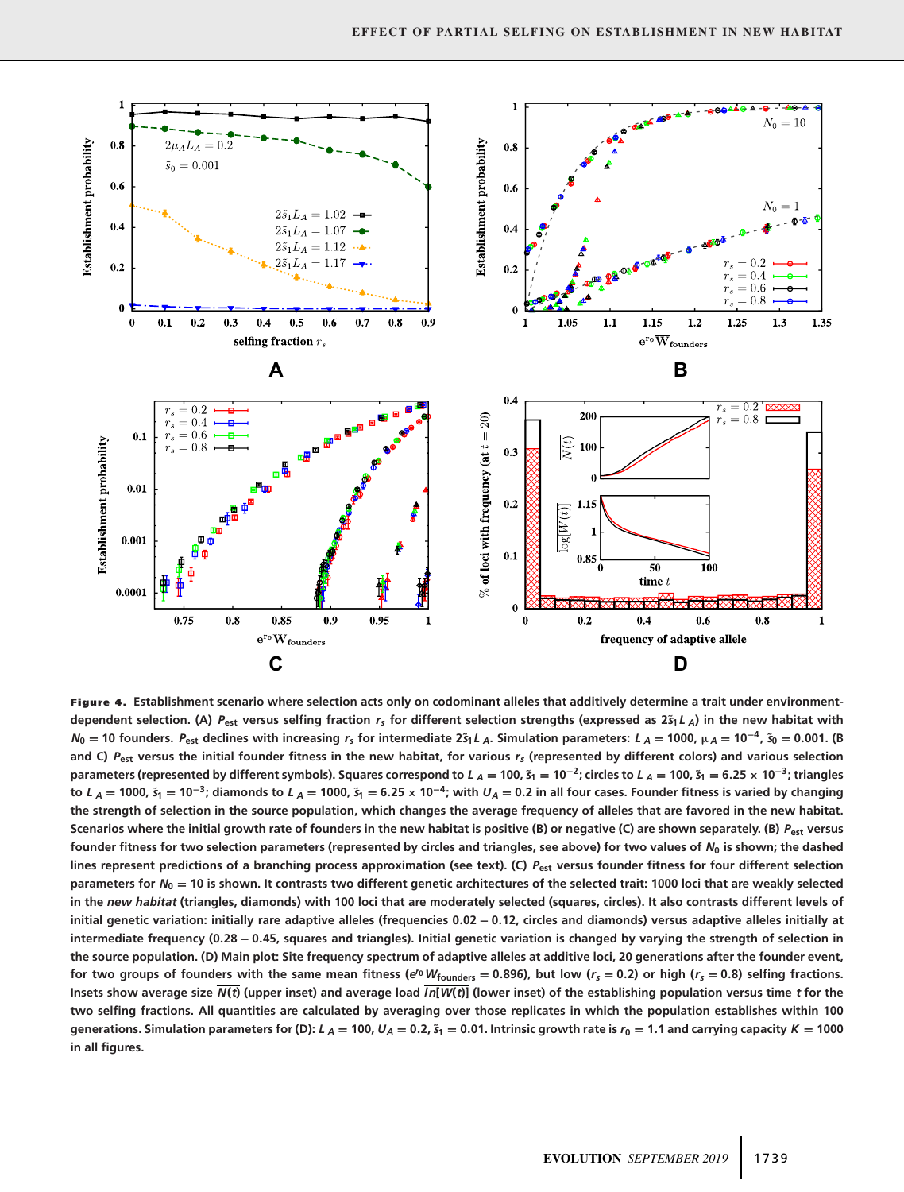**Figure 4.** Establishment scenario where selection acts only on codominant alleles that additively determine a trait under environment-dependent selection. (A) $P_{est}$ versus selfing fraction $r_s$ for different selection strengths (expressed as $2\tilde{s}_1 L_A$) in the new habitat with $N_0 = 10$ founders. $P_{est}$ declines with increasing $r_s$ for intermediate $2\tilde{s}_1 L_A$. Simulation parameters: $L_A = 1000$, $\mu_A = 10^{-4}$, $\tilde{s}_0 = 0.001$. (B and C) $P_{est}$ versus the initial founder fitness in the new habitat, for various $r_s$ (represented by different colors) and various selection parameters (represented by different symbols). Squares correspond to $L_A = 100$, $\tilde{s}_1 = 10^{-2}$; circles to $L_A = 100$, $\tilde{s}_1 = 6.25 \times 10^{-3}$; triangles to $L_A = 1000$, $\tilde{s}_1 = 10^{-3}$; diamonds to $L_A = 1000$, $\tilde{s}_1 = 6.25 \times 10^{-4}$; with $U_A = 0.2$ in all four cases. Founder fitness is varied by changing the strength of selection in the source population, which changes the average frequency of alleles that are favored in the new habitat. Scenarios where the initial growth rate of founders in the new habitat is positive (B) or negative (C) are shown separately. (B) $P_{est}$ versus founder fitness for two selection parameters (represented by circles and triangles, see above) for two values of $N_0$ is shown; the dashed lines represent predictions of a branching process approximation (see text). (C) $P_{est}$ versus founder fitness for four different selection parameters for $N_0 = 10$ is shown. It contrasts two different genetic architectures of the selected trait: 1000 loci that are weakly selected in the *new habitat* (triangles, diamonds) with 100 loci that are moderately selected (squares, circles). It also contrasts different levels of initial genetic variation: initially rare adaptive alleles (frequencies 0.02 – 0.12, circles and diamonds) versus adaptive alleles initially at intermediate frequency (0.28 – 0.45, squares and triangles). Initial genetic variation is changed by varying the strength of selection in the source population. (D) Main plot: Site frequency spectrum of adaptive alleles at additive loci, 20 generations after the founder event, for two groups of founders with the same mean fitness ($e^{r_0}\overline{W}_{founders} = 0.896$), but low ($r_s = 0.2$) or high ($r_s = 0.8$) selfing fractions. Insets show average size $\overline{N(t)}$ (upper inset) and average load $\overline{ln[W(t)]}$ (lower inset) of the establishing population versus time $t$ for the two selfing fractions. All quantities are calculated by averaging over those replicates in which the population establishes within 100 generations. Simulation parameters for (D): $L_A = 100$, $U_A = 0.2$, $\tilde{s}_1 = 0.01$. Intrinsic growth rate is $r_0 = 1.1$ and carrying capacity $K = 1000$ in all figures.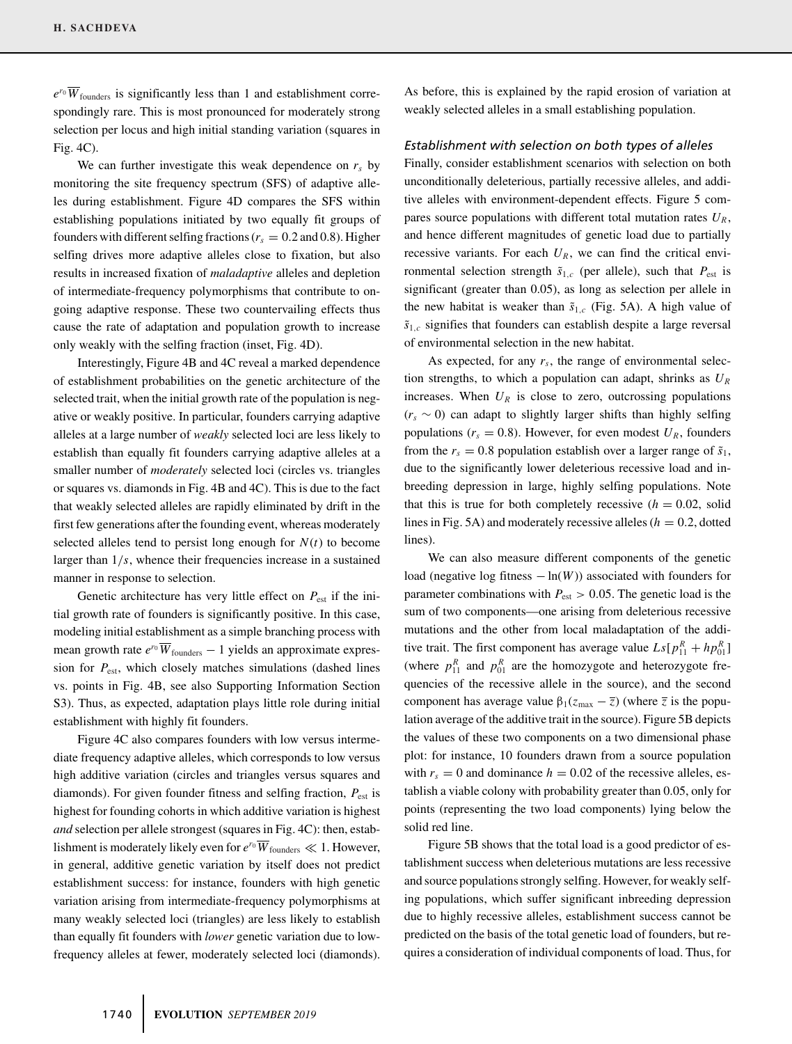$e^{r_0}\overline{W}_{\text{founders}}$ is significantly less than 1 and establishment correspondingly rare. This is most pronounced for moderately strong selection per locus and high initial standing variation (squares in Fig. 4C).

We can further investigate this weak dependence on $r_s$ by monitoring the site frequency spectrum (SFS) of adaptive alleles during establishment. Figure 4D compares the SFS within establishing populations initiated by two equally fit groups of founders with different selfing fractions ($r_s = 0.2$ and $0.8$). Higher selfing drives more adaptive alleles close to fixation, but also results in increased fixation of *maladaptive* alleles and depletion of intermediate-frequency polymorphisms that contribute to ongoing adaptive response. These two countervailing effects thus cause the rate of adaptation and population growth to increase only weakly with the selfing fraction (inset, Fig. 4D).

Interestingly, Figure 4B and 4C reveal a marked dependence of establishment probabilities on the genetic architecture of the selected trait, when the initial growth rate of the population is negative or weakly positive. In particular, founders carrying adaptive alleles at a large number of *weakly* selected loci are less likely to establish than equally fit founders carrying adaptive alleles at a smaller number of *moderately* selected loci (circles vs. triangles or squares vs. diamonds in Fig. 4B and 4C). This is due to the fact that weakly selected alleles are rapidly eliminated by drift in the first few generations after the founding event, whereas moderately selected alleles tend to persist long enough for $N(t)$ to become larger than $1/s$, whence their frequencies increase in a sustained manner in response to selection.

Genetic architecture has very little effect on $P_{\text{est}}$ if the initial growth rate of founders is significantly positive. In this case, modeling initial establishment as a simple branching process with mean growth rate $e^{r_0}\overline{W}_{\text{founders}} - 1$ yields an approximate expression for $P_{\text{est}}$, which closely matches simulations (dashed lines vs. points in Fig. 4B, see also Supporting Information Section S3). Thus, as expected, adaptation plays little role during initial establishment with highly fit founders.

Figure 4C also compares founders with low versus intermediate frequency adaptive alleles, which corresponds to low versus high additive variation (circles and triangles versus squares and diamonds). For given founder fitness and selfing fraction, $P_{\text{est}}$ is highest for founding cohorts in which additive variation is highest *and* selection per allele strongest (squares in Fig. 4C): then, establishment is moderately likely even for $e^{r_0}\overline{W}_{\text{founders}} \ll 1$. However, in general, additive genetic variation by itself does not predict establishment success: for instance, founders with high genetic variation arising from intermediate-frequency polymorphisms at many weakly selected loci (triangles) are less likely to establish than equally fit founders with *lower* genetic variation due to low-frequency alleles at fewer, moderately selected loci (diamonds). As before, this is explained by the rapid erosion of variation at weakly selected alleles in a small establishing population.

### *Establishment with selection on both types of alleles*

Finally, consider establishment scenarios with selection on both unconditionally deleterious, partially recessive alleles, and additive alleles with environment-dependent effects. Figure 5 compares source populations with different total mutation rates $U_R$, and hence different magnitudes of genetic load due to partially recessive variants. For each $U_R$, we can find the critical environmental selection strength $\tilde{s}_{1,c}$ (per allele), such that $P_{\text{est}}$ is significant (greater than 0.05), as long as selection per allele in the new habitat is weaker than $\tilde{s}_{1,c}$ (Fig. 5A). A high value of $\tilde{s}_{1,c}$ signifies that founders can establish despite a large reversal of environmental selection in the new habitat.

As expected, for any $r_s$, the range of environmental selection strengths, to which a population can adapt, shrinks as $U_R$ increases. When $U_R$ is close to zero, outcrossing populations ($r_s \sim 0$) can adapt to slightly larger shifts than highly selfing populations ($r_s = 0.8$). However, for even modest $U_R$, founders from the $r_s = 0.8$ population establish over a larger range of $\tilde{s}_1$, due to the significantly lower deleterious recessive load and inbreeding depression in large, highly selfing populations. Note that this is true for both completely recessive ($h = 0.02$, solid lines in Fig. 5A) and moderately recessive alleles ($h = 0.2$, dotted lines).

We can also measure different components of the genetic load (negative log fitness $-\ln(W)$) associated with founders for parameter combinations with $P_{\text{est}} > 0.05$. The genetic load is the sum of two components—one arising from deleterious recessive mutations and the other from local maladaptation of the additive trait. The first component has average value $Ls[p^R_{11} + hp^R_{01}]$ (where $p^R_{11}$ and $p^R_{01}$ are the homozygote and heterozygote frequencies of the recessive allele in the source), and the second component has average value $\beta_1(z_{\max} - \overline{z})$ (where $\overline{z}$ is the population average of the additive trait in the source). Figure 5B depicts the values of these two components on a two dimensional phase plot: for instance, 10 founders drawn from a source population with $r_s = 0$ and dominance $h = 0.02$ of the recessive alleles, establish a viable colony with probability greater than 0.05, only for points (representing the two load components) lying below the solid red line.

Figure 5B shows that the total load is a good predictor of establishment success when deleterious mutations are less recessive and source populations strongly selfing. However, for weakly selfing populations, which suffer significant inbreeding depression due to highly recessive alleles, establishment success cannot be predicted on the basis of the total genetic load of founders, but requires a consideration of individual components of load. Thus, for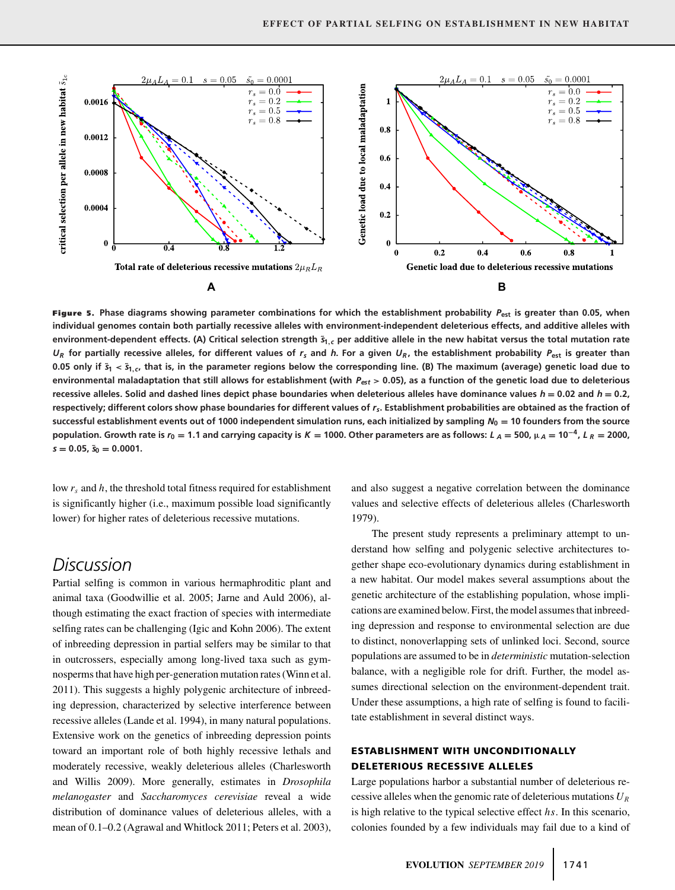**Figure 5.** Phase diagrams showing parameter combinations for which the establishment probability $P_{est}$ is greater than 0.05, when individual genomes contain both partially recessive alleles with environment-independent deleterious effects, and additive alleles with environment-dependent effects. (A) Critical selection strength $\tilde{s}_{1,c}$ per additive allele in the new habitat versus the total mutation rate $U_R$ for partially recessive alleles, for different values of $r_s$ and $h$. For a given $U_R$, the establishment probability $P_{est}$ is greater than 0.05 only if $\tilde{s}_1 < \tilde{s}_{1,c}$, that is, in the parameter regions below the corresponding line. (B) The maximum (average) genetic load due to environmental maladaptation that still allows for establishment (with $P_{est} > 0.05$), as a function of the genetic load due to deleterious recessive alleles. Solid and dashed lines depict phase boundaries when deleterious alleles have dominance values $h = 0.02$ and $h = 0.2$, respectively; different colors show phase boundaries for different values of $r_s$. Establishment probabilities are obtained as the fraction of successful establishment events out of 1000 independent simulation runs, each initialized by sampling $N_0 = 10$ founders from the source population. Growth rate is $r_0 = 1.1$ and carrying capacity is $K = 1000$. Other parameters are as follows: $L_A = 500$, $\mu_A = 10^{-4}$, $L_R = 2000$, $s = 0.05$, $\tilde{s}_0 = 0.0001$.

low $r_s$ and $h$, the threshold total fitness required for establishment is significantly higher (i.e., maximum possible load significantly lower) for higher rates of deleterious recessive mutations.

## Discussion

Partial selfing is common in various hermaphroditic plant and animal taxa (Goodwillie et al. 2005; Jarne and Auld 2006), although estimating the exact fraction of species with intermediate selfing rates can be challenging (Igic and Kohn 2006). The extent of inbreeding depression in partial selfers may be similar to that in outcrossers, especially among long-lived taxa such as gymnosperms that have high per-generation mutation rates (Winn et al. 2011). This suggests a highly polygenic architecture of inbreeding depression, characterized by selective interference between recessive alleles (Lande et al. 1994), in many natural populations. Extensive work on the genetics of inbreeding depression points toward an important role of both highly recessive lethals and moderately recessive, weakly deleterious alleles (Charlesworth and Willis 2009). More generally, estimates in *Drosophila melanogaster* and *Saccharomyces cerevisiae* reveal a wide distribution of dominance values of deleterious alleles, with a mean of 0.1–0.2 (Agrawal and Whitlock 2011; Peters et al. 2003), and also suggest a negative correlation between the dominance values and selective effects of deleterious alleles (Charlesworth 1979).

The present study represents a preliminary attempt to understand how selfing and polygenic selective architectures together shape eco-evolutionary dynamics during establishment in a new habitat. Our model makes several assumptions about the genetic architecture of the establishing population, whose implications are examined below. First, the model assumes that inbreeding depression and response to environmental selection are due to distinct, nonoverlapping sets of unlinked loci. Second, source populations are assumed to be in *deterministic* mutation-selection balance, with a negligible role for drift. Further, the model assumes directional selection on the environment-dependent trait. Under these assumptions, a high rate of selfing is found to facilitate establishment in several distinct ways.

### ESTABLISHMENT WITH UNCONDITIONALLY DELETERIOUS RECESSIVE ALLELES

Large populations harbor a substantial number of deleterious recessive alleles when the genomic rate of deleterious mutations $U_R$ is high relative to the typical selective effect $hs$. In this scenario, colonies founded by a few individuals may fail due to a kind of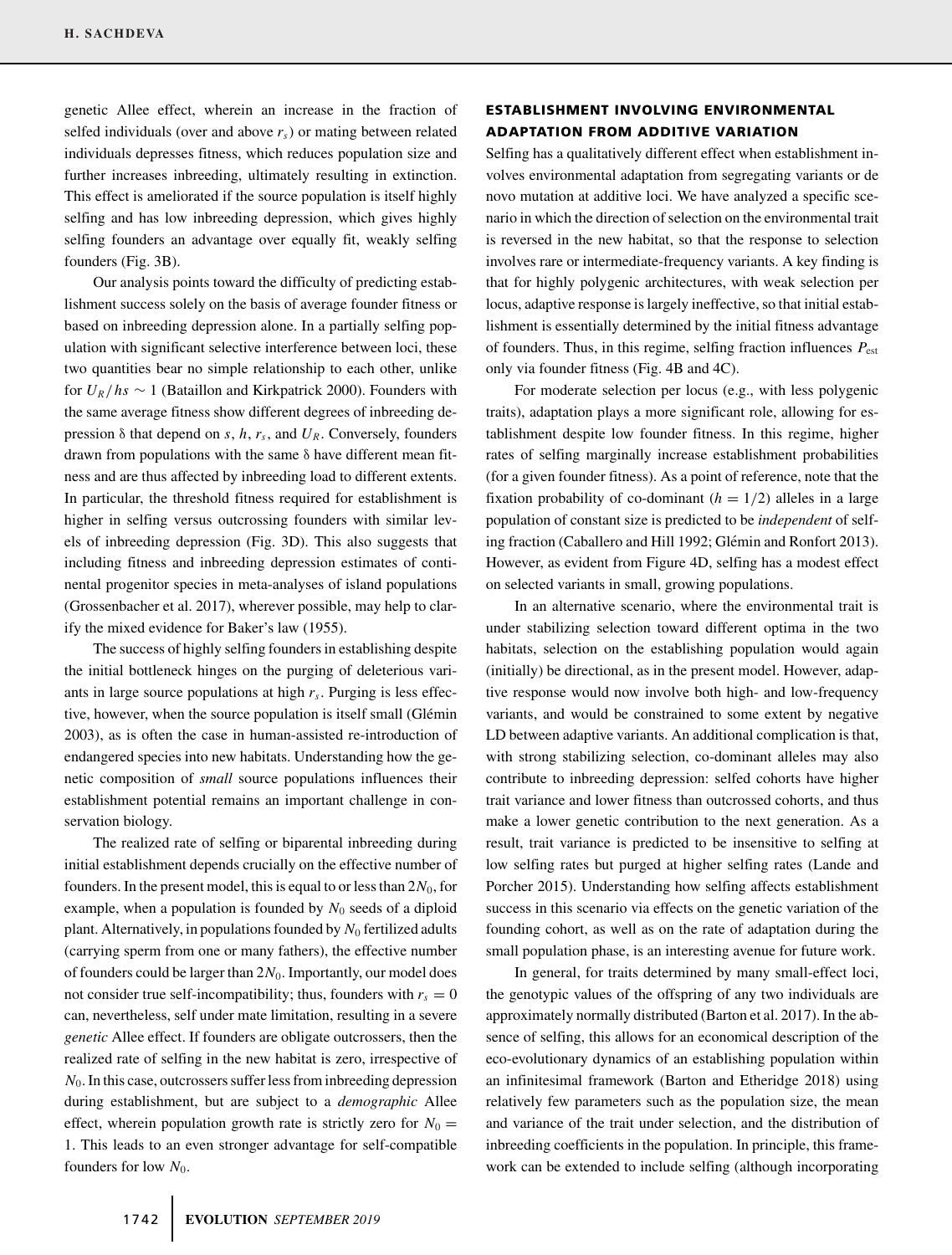genetic Allee effect, wherein an increase in the fraction of selfed individuals (over and above $r_s$) or mating between related individuals depresses fitness, which reduces population size and further increases inbreeding, ultimately resulting in extinction. This effect is ameliorated if the source population is itself highly selfing and has low inbreeding depression, which gives highly selfing founders an advantage over equally fit, weakly selfing founders (Fig. 3B).

Our analysis points toward the difficulty of predicting establishment success solely on the basis of average founder fitness or based on inbreeding depression alone. In a partially selfing population with significant selective interference between loci, these two quantities bear no simple relationship to each other, unlike for $U_R/hs \sim 1$ (Bataillon and Kirkpatrick 2000). Founders with the same average fitness show different degrees of inbreeding depression $\delta$ that depend on $s$, $h$, $r_s$, and $U_R$. Conversely, founders drawn from populations with the same $\delta$ have different mean fitness and are thus affected by inbreeding load to different extents. In particular, the threshold fitness required for establishment is higher in selfing versus outcrossing founders with similar levels of inbreeding depression (Fig. 3D). This also suggests that including fitness and inbreeding depression estimates of continental progenitor species in meta-analyses of island populations (Grossenbacher et al. 2017), wherever possible, may help to clarify the mixed evidence for Baker's law (1955).

The success of highly selfing founders in establishing despite the initial bottleneck hinges on the purging of deleterious variants in large source populations at high $r_s$. Purging is less effective, however, when the source population is itself small (Glémin 2003), as is often the case in human-assisted re-introduction of endangered species into new habitats. Understanding how the genetic composition of *small* source populations influences their establishment potential remains an important challenge in conservation biology.

The realized rate of selfing or biparental inbreeding during initial establishment depends crucially on the effective number of founders. In the present model, this is equal to or less than $2N_0$, for example, when a population is founded by $N_0$ seeds of a diploid plant. Alternatively, in populations founded by $N_0$ fertilized adults (carrying sperm from one or many fathers), the effective number of founders could be larger than $2N_0$. Importantly, our model does not consider true self-incompatibility; thus, founders with $r_s = 0$ can, nevertheless, self under mate limitation, resulting in a severe *genetic* Allee effect. If founders are obligate outcrossers, then the realized rate of selfing in the new habitat is zero, irrespective of $N_0$. In this case, outcrossers suffer less from inbreeding depression during establishment, but are subject to a *demographic* Allee effect, wherein population growth rate is strictly zero for $N_0 = 1$. This leads to an even stronger advantage for self-compatible founders for low $N_0$.

## ESTABLISHMENT INVOLVING ENVIRONMENTAL ADAPTATION FROM ADDITIVE VARIATION

Selfing has a qualitatively different effect when establishment involves environmental adaptation from segregating variants or de novo mutation at additive loci. We have analyzed a specific scenario in which the direction of selection on the environmental trait is reversed in the new habitat, so that the response to selection involves rare or intermediate-frequency variants. A key finding is that for highly polygenic architectures, with weak selection per locus, adaptive response is largely ineffective, so that initial establishment is essentially determined by the initial fitness advantage of founders. Thus, in this regime, selfing fraction influences $P_{\text{est}}$ only via founder fitness (Fig. 4B and 4C).

For moderate selection per locus (e.g., with less polygenic traits), adaptation plays a more significant role, allowing for establishment despite low founder fitness. In this regime, higher rates of selfing marginally increase establishment probabilities (for a given founder fitness). As a point of reference, note that the fixation probability of co-dominant ($h = 1/2$) alleles in a large population of constant size is predicted to be *independent* of selfing fraction (Caballero and Hill 1992; Glémin and Ronfort 2013). However, as evident from Figure 4D, selfing has a modest effect on selected variants in small, growing populations.

In an alternative scenario, where the environmental trait is under stabilizing selection toward different optima in the two habitats, selection on the establishing population would again (initially) be directional, as in the present model. However, adaptive response would now involve both high- and low-frequency variants, and would be constrained to some extent by negative LD between adaptive variants. An additional complication is that, with strong stabilizing selection, co-dominant alleles may also contribute to inbreeding depression: selfed cohorts have higher trait variance and lower fitness than outcrossed cohorts, and thus make a lower genetic contribution to the next generation. As a result, trait variance is predicted to be insensitive to selfing at low selfing rates but purged at higher selfing rates (Lande and Porcher 2015). Understanding how selfing affects establishment success in this scenario via effects on the genetic variation of the founding cohort, as well as on the rate of adaptation during the small population phase, is an interesting avenue for future work.

In general, for traits determined by many small-effect loci, the genotypic values of the offspring of any two individuals are approximately normally distributed (Barton et al. 2017). In the absence of selfing, this allows for an economical description of the eco-evolutionary dynamics of an establishing population within an infinitesimal framework (Barton and Etheridge 2018) using relatively few parameters such as the population size, the mean and variance of the trait under selection, and the distribution of inbreeding coefficients in the population. In principle, this framework can be extended to include selfing (although incorporating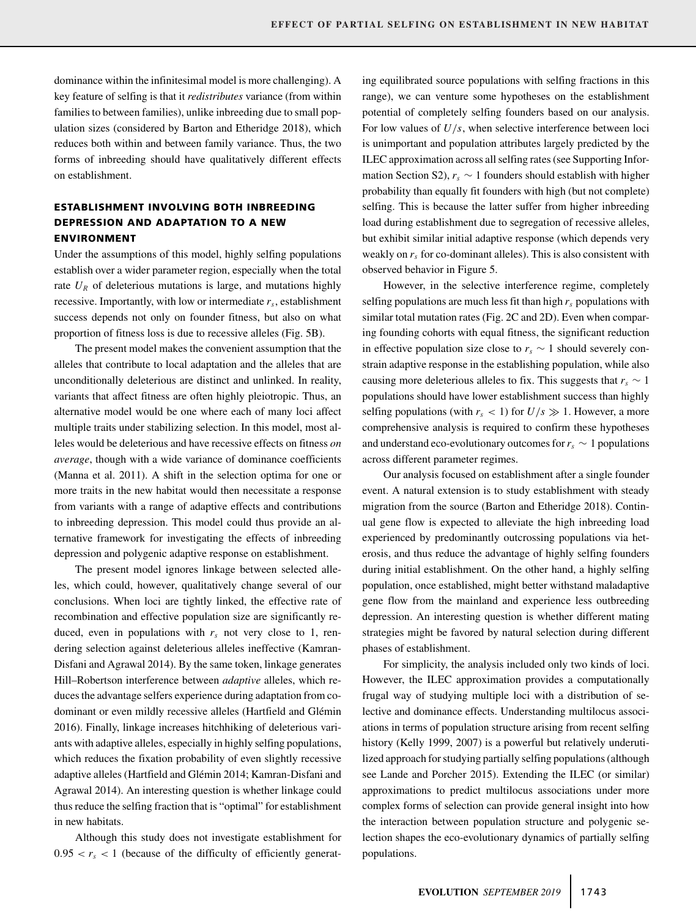dominance within the infinitesimal model is more challenging). A key feature of selfing is that it *redistributes* variance (from within families to between families), unlike inbreeding due to small population sizes (considered by Barton and Etheridge 2018), which reduces both within and between family variance. Thus, the two forms of inbreeding should have qualitatively different effects on establishment.

## ESTABLISHMENT INVOLVING BOTH INBREEDING DEPRESSION AND ADAPTATION TO A NEW ENVIRONMENT

Under the assumptions of this model, highly selfing populations establish over a wider parameter region, especially when the total rate $U_R$ of deleterious mutations is large, and mutations highly recessive. Importantly, with low or intermediate $r_s$, establishment success depends not only on founder fitness, but also on what proportion of fitness loss is due to recessive alleles (Fig. 5B).

The present model makes the convenient assumption that the alleles that contribute to local adaptation and the alleles that are unconditionally deleterious are distinct and unlinked. In reality, variants that affect fitness are often highly pleiotropic. Thus, an alternative model would be one where each of many loci affect multiple traits under stabilizing selection. In this model, most alleles would be deleterious and have recessive effects on fitness *on average*, though with a wide variance of dominance coefficients (Manna et al. 2011). A shift in the selection optima for one or more traits in the new habitat would then necessitate a response from variants with a range of adaptive effects and contributions to inbreeding depression. This model could thus provide an alternative framework for investigating the effects of inbreeding depression and polygenic adaptive response on establishment.

The present model ignores linkage between selected alleles, which could, however, qualitatively change several of our conclusions. When loci are tightly linked, the effective rate of recombination and effective population size are significantly reduced, even in populations with $r_s$ not very close to 1, rendering selection against deleterious alleles ineffective (Kamran-Disfani and Agrawal 2014). By the same token, linkage generates Hill–Robertson interference between *adaptive* alleles, which reduces the advantage selfers experience during adaptation from co-dominant or even mildly recessive alleles (Hartfield and Glémin 2016). Finally, linkage increases hitchhiking of deleterious variants with adaptive alleles, especially in highly selfing populations, which reduces the fixation probability of even slightly recessive adaptive alleles (Hartfield and Glémin 2014; Kamran-Disfani and Agrawal 2014). An interesting question is whether linkage could thus reduce the selfing fraction that is "optimal" for establishment in new habitats.

Although this study does not investigate establishment for $0.95 < r_s < 1$ (because of the difficulty of efficiently generating equilibrated source populations with selfing fractions in this range), we can venture some hypotheses on the establishment potential of completely selfing founders based on our analysis. For low values of $U/s$, when selective interference between loci is unimportant and population attributes largely predicted by the ILEC approximation across all selfing rates (see Supporting Information Section S2), $r_s \sim 1$ founders should establish with higher probability than equally fit founders with high (but not complete) selfing. This is because the latter suffer from higher inbreeding load during establishment due to segregation of recessive alleles, but exhibit similar initial adaptive response (which depends very weakly on $r_s$ for co-dominant alleles). This is also consistent with observed behavior in Figure 5.

However, in the selective interference regime, completely selfing populations are much less fit than high $r_s$ populations with similar total mutation rates (Fig. 2C and 2D). Even when comparing founding cohorts with equal fitness, the significant reduction in effective population size close to $r_s \sim 1$ should severely constrain adaptive response in the establishing population, while also causing more deleterious alleles to fix. This suggests that $r_s \sim 1$ populations should have lower establishment success than highly selfing populations (with $r_s < 1$) for $U/s \gg 1$. However, a more comprehensive analysis is required to confirm these hypotheses and understand eco-evolutionary outcomes for $r_s \sim 1$ populations across different parameter regimes.

Our analysis focused on establishment after a single founder event. A natural extension is to study establishment with steady migration from the source (Barton and Etheridge 2018). Continual gene flow is expected to alleviate the high inbreeding load experienced by predominantly outcrossing populations via heterosis, and thus reduce the advantage of highly selfing founders during initial establishment. On the other hand, a highly selfing population, once established, might better withstand maladaptive gene flow from the mainland and experience less outbreeding depression. An interesting question is whether different mating strategies might be favored by natural selection during different phases of establishment.

For simplicity, the analysis included only two kinds of loci. However, the ILEC approximation provides a computationally frugal way of studying multiple loci with a distribution of selective and dominance effects. Understanding multilocus associations in terms of population structure arising from recent selfing history (Kelly 1999, 2007) is a powerful but relatively underutilized approach for studying partially selfing populations (although see Lande and Porcher 2015). Extending the ILEC (or similar) approximations to predict multilocus associations under more complex forms of selection can provide general insight into how the interaction between population structure and polygenic selection shapes the eco-evolutionary dynamics of partially selfing populations.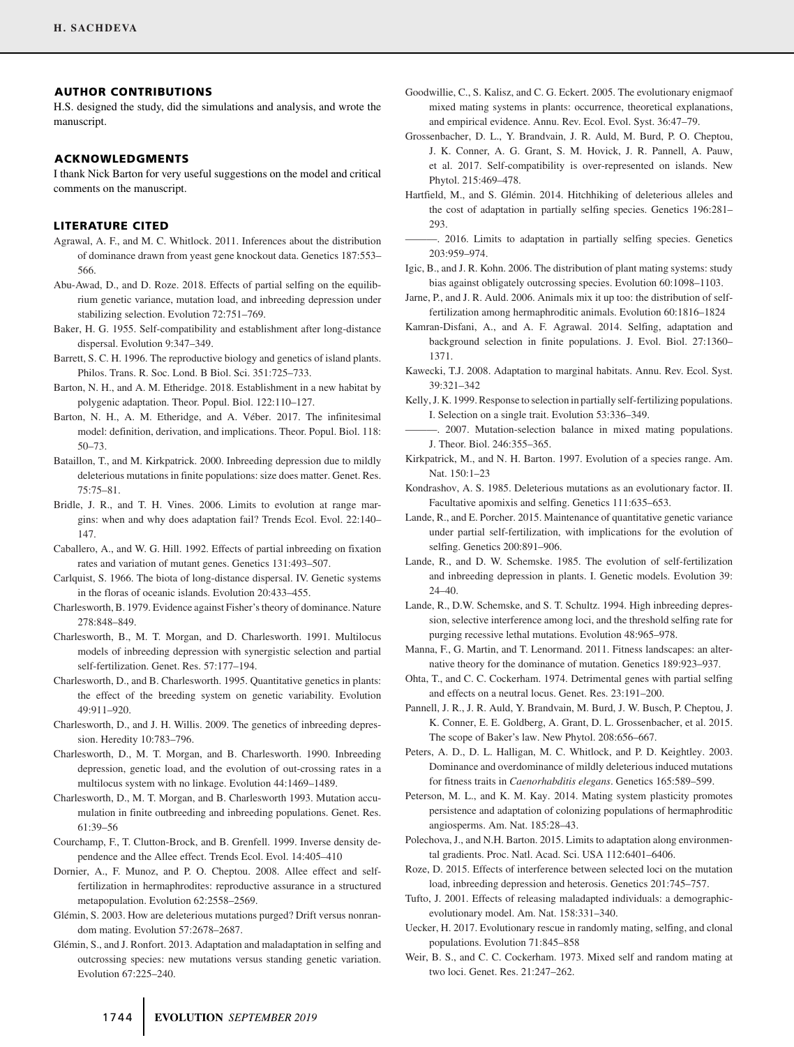## AUTHOR CONTRIBUTIONS

H.S. designed the study, did the simulations and analysis, and wrote the manuscript.

## ACKNOWLEDGMENTS

I thank Nick Barton for very useful suggestions on the model and critical comments on the manuscript.

## LITERATURE CITED

Agrawal, A. F., and M. C. Whitlock. 2011. Inferences about the distribution of dominance drawn from yeast gene knockout data. Genetics 187:553–566.

Abu-Awad, D., and D. Roze. 2018. Effects of partial selfing on the equilibrium genetic variance, mutation load, and inbreeding depression under stabilizing selection. Evolution 72:751–769.

Baker, H. G. 1955. Self-compatibility and establishment after long-distance dispersal. Evolution 9:347–349.

Barrett, S. C. H. 1996. The reproductive biology and genetics of island plants. Philos. Trans. R. Soc. Lond. B Biol. Sci. 351:725–733.

Barton, N. H., and A. M. Etheridge. 2018. Establishment in a new habitat by polygenic adaptation. Theor. Popul. Biol. 122:110–127.

Barton, N. H., A. M. Etheridge, and A. Véber. 2017. The infinitesimal model: definition, derivation, and implications. Theor. Popul. Biol. 118: 50–73.

Bataillon, T., and M. Kirkpatrick. 2000. Inbreeding depression due to mildly deleterious mutations in finite populations: size does matter. Genet. Res. 75:75–81.

Bridle, J. R., and T. H. Vines. 2006. Limits to evolution at range margins: when and why does adaptation fail? Trends Ecol. Evol. 22:140–147.

Caballero, A., and W. G. Hill. 1992. Effects of partial inbreeding on fixation rates and variation of mutant genes. Genetics 131:493–507.

Carlquist, S. 1966. The biota of long-distance dispersal. IV. Genetic systems in the floras of oceanic islands. Evolution 20:433–455.

Charlesworth, B. 1979. Evidence against Fisher's theory of dominance. Nature 278:848–849.

Charlesworth, B., M. T. Morgan, and D. Charlesworth. 1991. Multilocus models of inbreeding depression with synergistic selection and partial self-fertilization. Genet. Res. 57:177–194.

Charlesworth, D., and B. Charlesworth. 1995. Quantitative genetics in plants: the effect of the breeding system on genetic variability. Evolution 49:911–920.

Charlesworth, D., and J. H. Willis. 2009. The genetics of inbreeding depression. Heredity 10:783–796.

Charlesworth, D., M. T. Morgan, and B. Charlesworth. 1990. Inbreeding depression, genetic load, and the evolution of out-crossing rates in a multilocus system with no linkage. Evolution 44:1469–1489.

Charlesworth, D., M. T. Morgan, and B. Charlesworth 1993. Mutation accumulation in finite outbreeding and inbreeding populations. Genet. Res. 61:39–56

Courchamp, F., T. Clutton-Brock, and B. Grenfell. 1999. Inverse density dependence and the Allee effect. Trends Ecol. Evol. 14:405–410

Dornier, A., F. Munoz, and P. O. Cheptou. 2008. Allee effect and self-fertilization in hermaphrodites: reproductive assurance in a structured metapopulation. Evolution 62:2558–2569.

Glémin, S. 2003. How are deleterious mutations purged? Drift versus nonrandom mating. Evolution 57:2678–2687.

Glémin, S., and J. Ronfort. 2013. Adaptation and maladaptation in selfing and outcrossing species: new mutations versus standing genetic variation. Evolution 67:225–240.

Goodwillie, C., S. Kalisz, and C. G. Eckert. 2005. The evolutionary enigmaof mixed mating systems in plants: occurrence, theoretical explanations, and empirical evidence. Annu. Rev. Ecol. Evol. Syst. 36:47–79.

Grossenbacher, D. L., Y. Brandvain, J. R. Auld, M. Burd, P. O. Cheptou, J. K. Conner, A. G. Grant, S. M. Hovick, J. R. Pannell, A. Pauw, et al. 2017. Self-compatibility is over-represented on islands. New Phytol. 215:469–478.

Hartfield, M., and S. Glémin. 2014. Hitchhiking of deleterious alleles and the cost of adaptation in partially selfing species. Genetics 196:281–293.

———. 2016. Limits to adaptation in partially selfing species. Genetics 203:959–974.

Igic, B., and J. R. Kohn. 2006. The distribution of plant mating systems: study bias against obligately outcrossing species. Evolution 60:1098–1103.

Jarne, P., and J. R. Auld. 2006. Animals mix it up too: the distribution of self-fertilization among hermaphroditic animals. Evolution 60:1816–1824

Kamran-Disfani, A., and A. F. Agrawal. 2014. Selfing, adaptation and background selection in finite populations. J. Evol. Biol. 27:1360–1371.

Kawecki, T.J. 2008. Adaptation to marginal habitats. Annu. Rev. Ecol. Syst. 39:321–342

Kelly, J. K. 1999. Response to selection in partially self-fertilizing populations. I. Selection on a single trait. Evolution 53:336–349.

———. 2007. Mutation-selection balance in mixed mating populations. J. Theor. Biol. 246:355–365.

Kirkpatrick, M., and N. H. Barton. 1997. Evolution of a species range. Am. Nat. 150:1–23

Kondrashov, A. S. 1985. Deleterious mutations as an evolutionary factor. II. Facultative apomixis and selfing. Genetics 111:635–653.

Lande, R., and E. Porcher. 2015. Maintenance of quantitative genetic variance under partial self-fertilization, with implications for the evolution of selfing. Genetics 200:891–906.

Lande, R., and D. W. Schemske. 1985. The evolution of self-fertilization and inbreeding depression in plants. I. Genetic models. Evolution 39: 24–40.

Lande, R., D.W. Schemske, and S. T. Schultz. 1994. High inbreeding depression, selective interference among loci, and the threshold selfing rate for purging recessive lethal mutations. Evolution 48:965–978.

Manna, F., G. Martin, and T. Lenormand. 2011. Fitness landscapes: an alternative theory for the dominance of mutation. Genetics 189:923–937.

Ohta, T., and C. C. Cockerham. 1974. Detrimental genes with partial selfing and effects on a neutral locus. Genet. Res. 23:191–200.

Pannell, J. R., J. R. Auld, Y. Brandvain, M. Burd, J. W. Busch, P. Cheptou, J. K. Conner, E. E. Goldberg, A. Grant, D. L. Grossenbacher, et al. 2015. The scope of Baker's law. New Phytol. 208:656–667.

Peters, A. D., D. L. Halligan, M. C. Whitlock, and P. D. Keightley. 2003. Dominance and overdominance of mildly deleterious induced mutations for fitness traits in *Caenorhabditis elegans*. Genetics 165:589–599.

Peterson, M. L., and K. M. Kay. 2014. Mating system plasticity promotes persistence and adaptation of colonizing populations of hermaphroditic angiosperms. Am. Nat. 185:28–43.

Polechova, J., and N.H. Barton. 2015. Limits to adaptation along environmental gradients. Proc. Natl. Acad. Sci. USA 112:6401–6406.

Roze, D. 2015. Effects of interference between selected loci on the mutation load, inbreeding depression and heterosis. Genetics 201:745–757.

Tufto, J. 2001. Effects of releasing maladapted individuals: a demographic-evolutionary model. Am. Nat. 158:331–340.

Uecker, H. 2017. Evolutionary rescue in randomly mating, selfing, and clonal populations. Evolution 71:845–858

Weir, B. S., and C. C. Cockerham. 1973. Mixed self and random mating at two loci. Genet. Res. 21:247–262.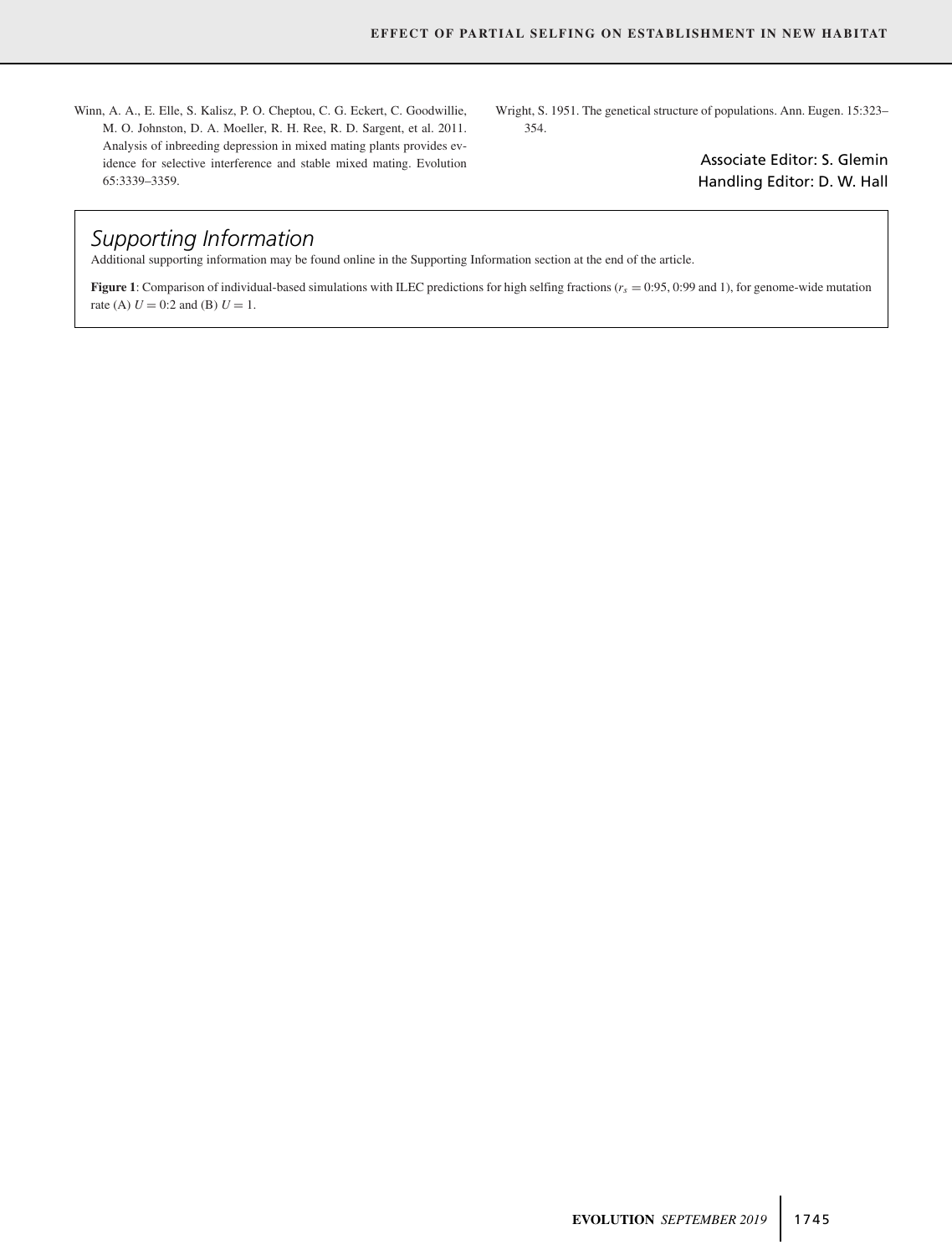Winn, A. A., E. Elle, S. Kalisz, P. O. Cheptou, C. G. Eckert, C. Goodwillie, M. O. Johnston, D. A. Moeller, R. H. Ree, R. D. Sargent, et al. 2011. Analysis of inbreeding depression in mixed mating plants provides evidence for selective interference and stable mixed mating. Evolution 65:3339–3359.

Wright, S. 1951. The genetical structure of populations. Ann. Eugen. 15:323–354.

Associate Editor: S. Glemin
Handling Editor: D. W. Hall

## *Supporting Information*

Additional supporting information may be found online in the Supporting Information section at the end of the article.

**Figure 1**: Comparison of individual-based simulations with ILEC predictions for high selfing fractions ($r_s = 0{:}95$, 0:99 and 1), for genome-wide mutation rate (A) $U = 0{:}2$ and (B) $U = 1$.